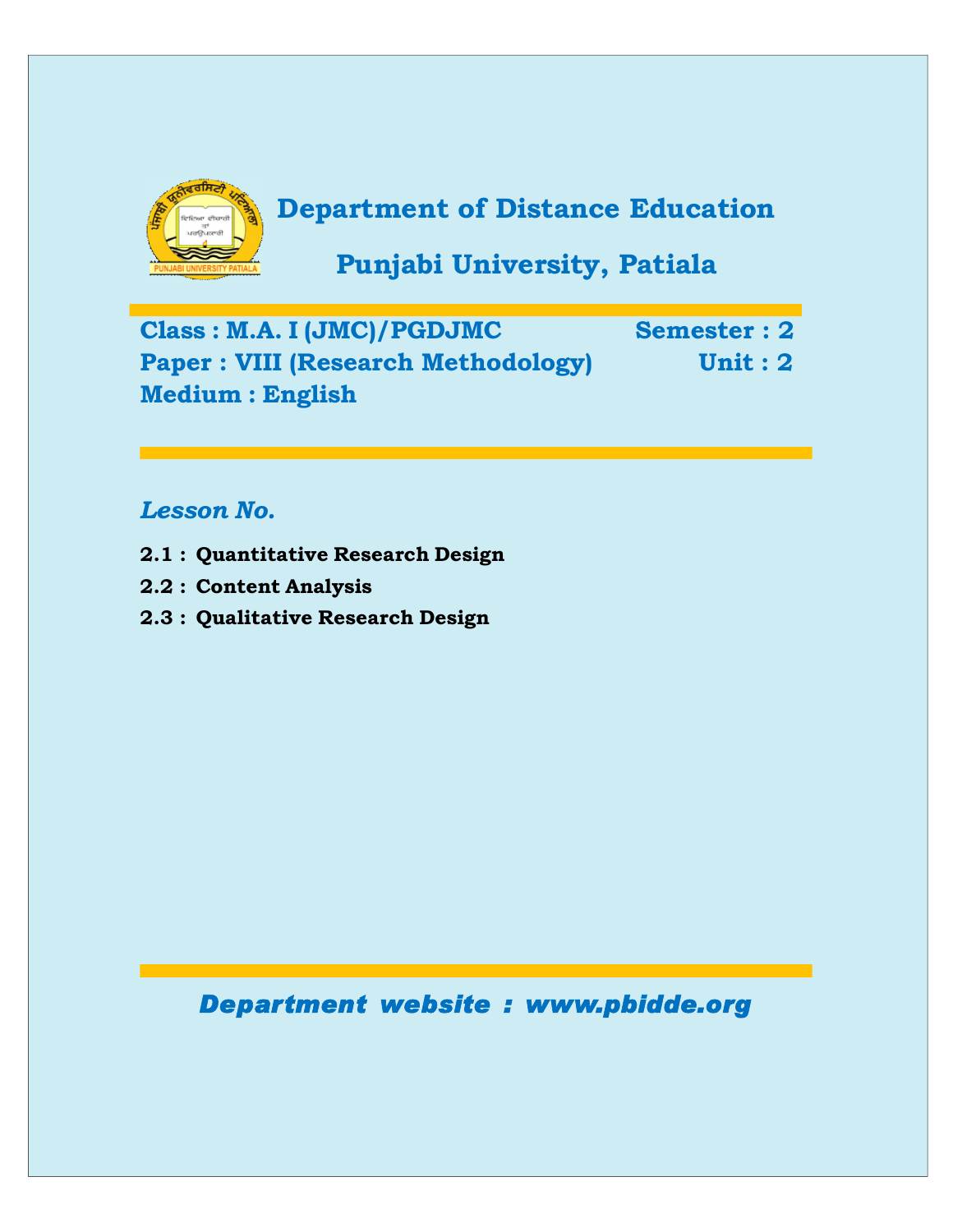# Department of Distance Education

## Punjabi University, Patiala

**Class : M.A. I (JMC)/PGDJMC** **Semester : 2**

**Paper : VIII (Research Methodology)** **Unit : 2**

**Medium : English**

*Lesson No.*

**2.1 : Quantitative Research Design**

**2.2 : Content Analysis**

**2.3 : Qualitative Research Design**

*Department website : www.pbidde.org*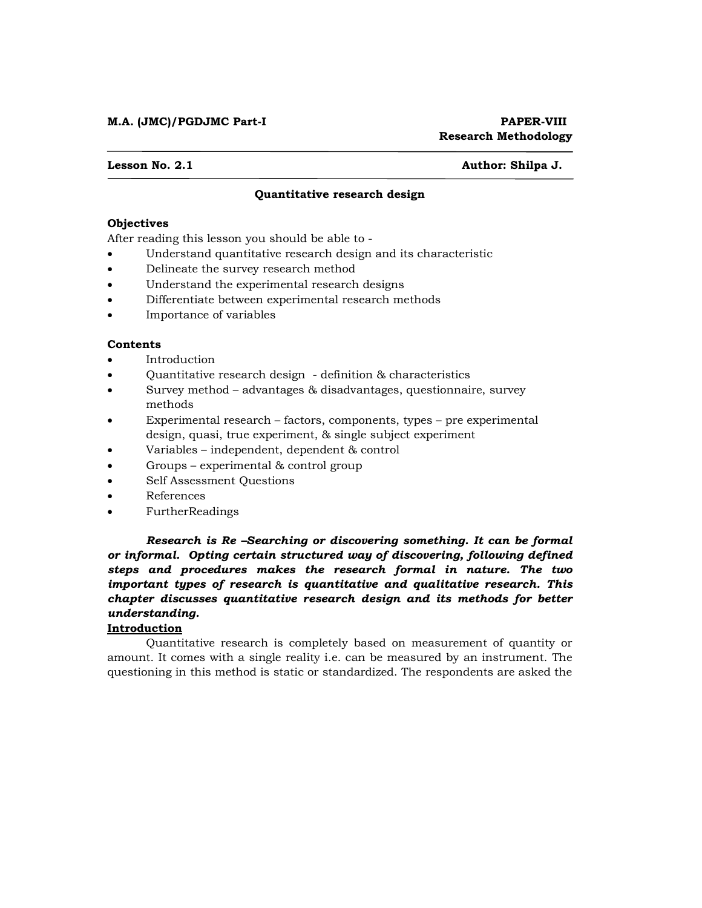**M.A. (JMC)/PGDJMC Part-I** **PAPER-VIII**

**Research Methodology**

**Lesson No. 2.1** **Author: Shilpa J.**

## Quantitative research design

### Objectives

After reading this lesson you should be able to -

- Understand quantitative research design and its characteristic
- Delineate the survey research method
- Understand the experimental research designs
- Differentiate between experimental research methods
- Importance of variables

### Contents

- Introduction
- Quantitative research design - definition & characteristics
- Survey method – advantages & disadvantages, questionnaire, survey methods
- Experimental research – factors, components, types – pre experimental design, quasi, true experiment, & single subject experiment
- Variables – independent, dependent & control
- Groups – experimental & control group
- Self Assessment Questions
- References
- FurtherReadings

***Research is Re –Searching or discovering something. It can be formal or informal. Opting certain structured way of discovering, following defined steps and procedures makes the research formal in nature. The two important types of research is quantitative and qualitative research. This chapter discusses quantitative research design and its methods for better understanding.***

### Introduction

Quantitative research is completely based on measurement of quantity or amount. It comes with a single reality i.e. can be measured by an instrument. The questioning in this method is static or standardized. The respondents are asked the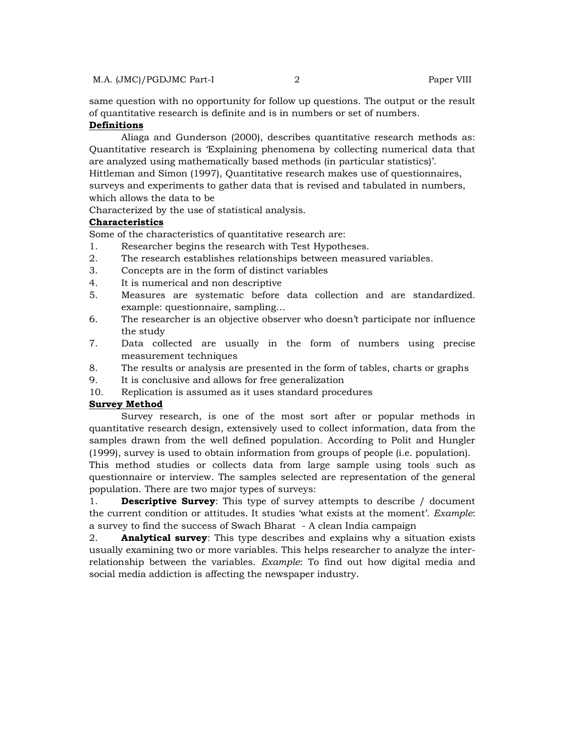same question with no opportunity for follow up questions. The output or the result of quantitative research is definite and is in numbers or set of numbers.

**Definitions**

Aliaga and Gunderson (2000), describes quantitative research methods as: Quantitative research is 'Explaining phenomena by collecting numerical data that are analyzed using mathematically based methods (in particular statistics)'.

Hittleman and Simon (1997), Quantitative research makes use of questionnaires, surveys and experiments to gather data that is revised and tabulated in numbers, which allows the data to be

Characterized by the use of statistical analysis.

**Characteristics**

Some of the characteristics of quantitative research are:

1. Researcher begins the research with Test Hypotheses.
2. The research establishes relationships between measured variables.
3. Concepts are in the form of distinct variables
4. It is numerical and non descriptive
5. Measures are systematic before data collection and are standardized. example: questionnaire, sampling…
6. The researcher is an objective observer who doesn't participate nor influence the study
7. Data collected are usually in the form of numbers using precise measurement techniques
8. The results or analysis are presented in the form of tables, charts or graphs
9. It is conclusive and allows for free generalization
10. Replication is assumed as it uses standard procedures

**Survey Method**

Survey research, is one of the most sort after or popular methods in quantitative research design, extensively used to collect information, data from the samples drawn from the well defined population. According to Polit and Hungler (1999), survey is used to obtain information from groups of people (i.e. population). This method studies or collects data from large sample using tools such as questionnaire or interview. The samples selected are representation of the general population. There are two major types of surveys:

1. **Descriptive Survey**: This type of survey attempts to describe / document the current condition or attitudes. It studies 'what exists at the moment'. *Example*: a survey to find the success of Swach Bharat - A clean India campaign
2. **Analytical survey**: This type describes and explains why a situation exists usually examining two or more variables. This helps researcher to analyze the inter-relationship between the variables. *Example*: To find out how digital media and social media addiction is affecting the newspaper industry.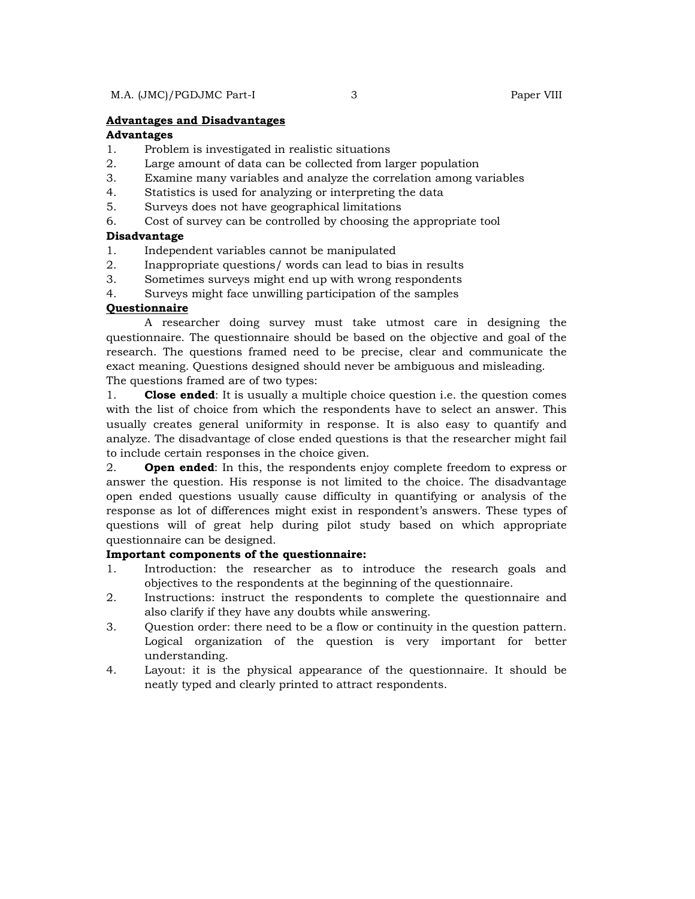## Advantages and Disadvantages

### Advantages

1. Problem is investigated in realistic situations
2. Large amount of data can be collected from larger population
3. Examine many variables and analyze the correlation among variables
4. Statistics is used for analyzing or interpreting the data
5. Surveys does not have geographical limitations
6. Cost of survey can be controlled by choosing the appropriate tool

### Disadvantage

1. Independent variables cannot be manipulated
2. Inappropriate questions/ words can lead to bias in results
3. Sometimes surveys might end up with wrong respondents
4. Surveys might face unwilling participation of the samples

## Questionnaire

A researcher doing survey must take utmost care in designing the questionnaire. The questionnaire should be based on the objective and goal of the research. The questions framed need to be precise, clear and communicate the exact meaning. Questions designed should never be ambiguous and misleading.

The questions framed are of two types:

1. **Close ended**: It is usually a multiple choice question i.e. the question comes with the list of choice from which the respondents have to select an answer. This usually creates general uniformity in response. It is also easy to quantify and analyze. The disadvantage of close ended questions is that the researcher might fail to include certain responses in the choice given.
2. **Open ended**: In this, the respondents enjoy complete freedom to express or answer the question. His response is not limited to the choice. The disadvantage open ended questions usually cause difficulty in quantifying or analysis of the response as lot of differences might exist in respondent's answers. These types of questions will of great help during pilot study based on which appropriate questionnaire can be designed.

**Important components of the questionnaire:**

1. Introduction: the researcher as to introduce the research goals and objectives to the respondents at the beginning of the questionnaire.
2. Instructions: instruct the respondents to complete the questionnaire and also clarify if they have any doubts while answering.
3. Question order: there need to be a flow or continuity in the question pattern. Logical organization of the question is very important for better understanding.
4. Layout: it is the physical appearance of the questionnaire. It should be neatly typed and clearly printed to attract respondents.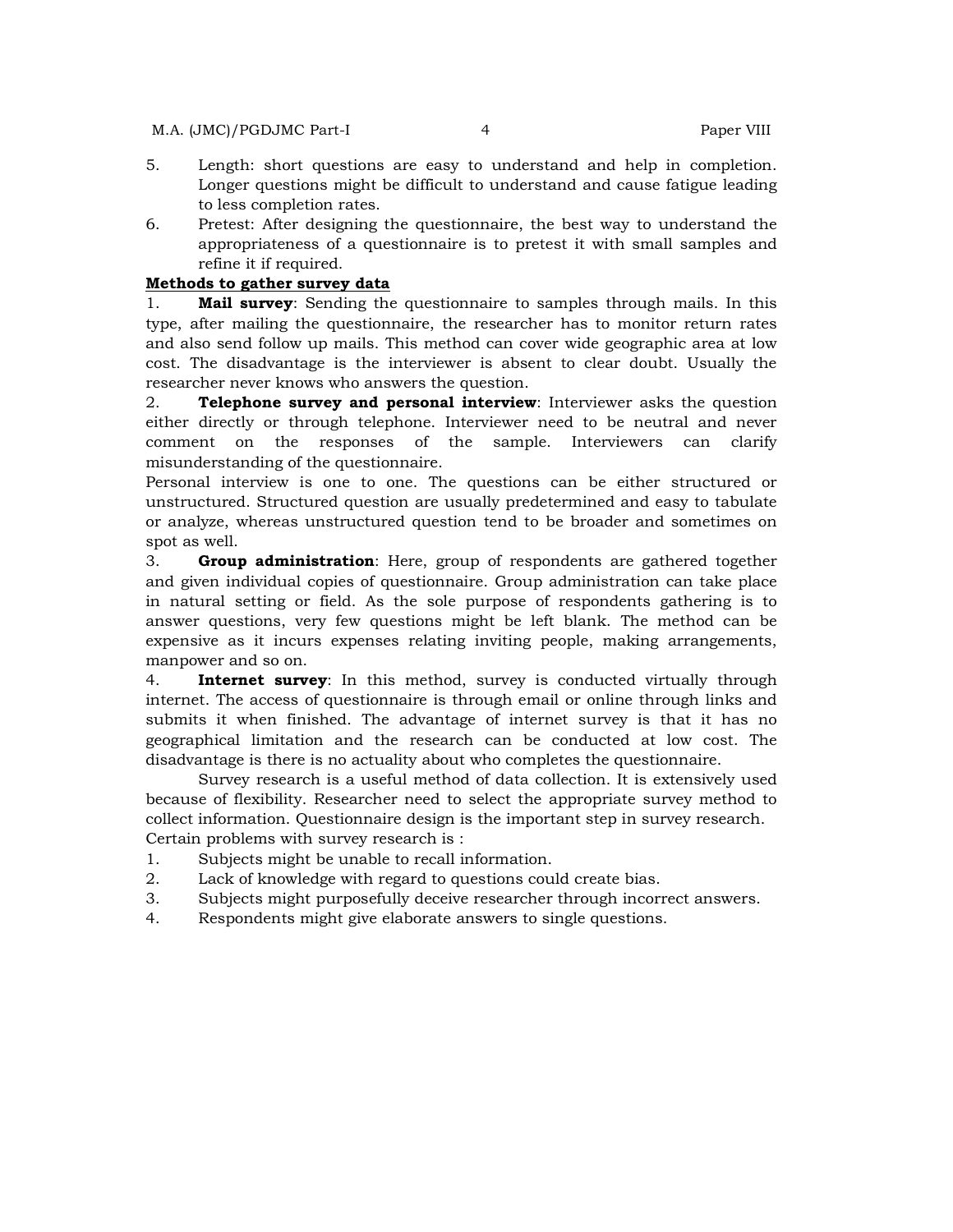5. Length: short questions are easy to understand and help in completion. Longer questions might be difficult to understand and cause fatigue leading to less completion rates.
6. Pretest: After designing the questionnaire, the best way to understand the appropriateness of a questionnaire is to pretest it with small samples and refine it if required.

**Methods to gather survey data**

1. **Mail survey**: Sending the questionnaire to samples through mails. In this type, after mailing the questionnaire, the researcher has to monitor return rates and also send follow up mails. This method can cover wide geographic area at low cost. The disadvantage is the interviewer is absent to clear doubt. Usually the researcher never knows who answers the question.

2. **Telephone survey and personal interview**: Interviewer asks the question either directly or through telephone. Interviewer need to be neutral and never comment on the responses of the sample. Interviewers can clarify misunderstanding of the questionnaire.

Personal interview is one to one. The questions can be either structured or unstructured. Structured question are usually predetermined and easy to tabulate or analyze, whereas unstructured question tend to be broader and sometimes on spot as well.

3. **Group administration**: Here, group of respondents are gathered together and given individual copies of questionnaire. Group administration can take place in natural setting or field. As the sole purpose of respondents gathering is to answer questions, very few questions might be left blank. The method can be expensive as it incurs expenses relating inviting people, making arrangements, manpower and so on.

4. **Internet survey**: In this method, survey is conducted virtually through internet. The access of questionnaire is through email or online through links and submits it when finished. The advantage of internet survey is that it has no geographical limitation and the research can be conducted at low cost. The disadvantage is there is no actuality about who completes the questionnaire.

Survey research is a useful method of data collection. It is extensively used because of flexibility. Researcher need to select the appropriate survey method to collect information. Questionnaire design is the important step in survey research.

Certain problems with survey research is :

1. Subjects might be unable to recall information.
2. Lack of knowledge with regard to questions could create bias.
3. Subjects might purposefully deceive researcher through incorrect answers.
4. Respondents might give elaborate answers to single questions.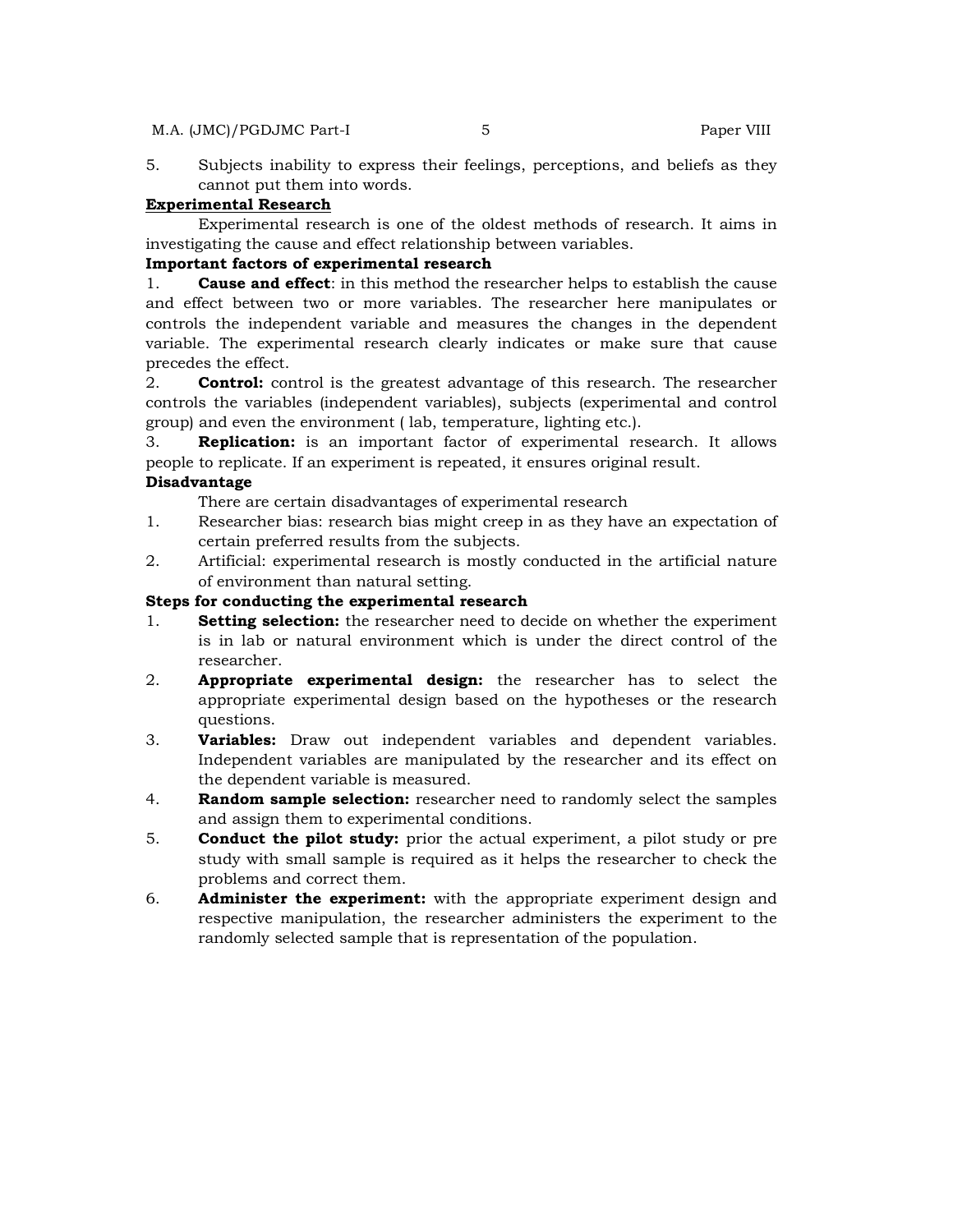5. Subjects inability to express their feelings, perceptions, and beliefs as they cannot put them into words.

## Experimental Research

Experimental research is one of the oldest methods of research. It aims in investigating the cause and effect relationship between variables.

**Important factors of experimental research**

1. **Cause and effect**: in this method the researcher helps to establish the cause and effect between two or more variables. The researcher here manipulates or controls the independent variable and measures the changes in the dependent variable. The experimental research clearly indicates or make sure that cause precedes the effect.
2. **Control:** control is the greatest advantage of this research. The researcher controls the variables (independent variables), subjects (experimental and control group) and even the environment ( lab, temperature, lighting etc.).
3. **Replication:** is an important factor of experimental research. It allows people to replicate. If an experiment is repeated, it ensures original result.

**Disadvantage**

There are certain disadvantages of experimental research

1. Researcher bias: research bias might creep in as they have an expectation of certain preferred results from the subjects.
2. Artificial: experimental research is mostly conducted in the artificial nature of environment than natural setting.

**Steps for conducting the experimental research**

1. **Setting selection:** the researcher need to decide on whether the experiment is in lab or natural environment which is under the direct control of the researcher.
2. **Appropriate experimental design:** the researcher has to select the appropriate experimental design based on the hypotheses or the research questions.
3. **Variables:** Draw out independent variables and dependent variables. Independent variables are manipulated by the researcher and its effect on the dependent variable is measured.
4. **Random sample selection:** researcher need to randomly select the samples and assign them to experimental conditions.
5. **Conduct the pilot study:** prior the actual experiment, a pilot study or pre study with small sample is required as it helps the researcher to check the problems and correct them.
6. **Administer the experiment:** with the appropriate experiment design and respective manipulation, the researcher administers the experiment to the randomly selected sample that is representation of the population.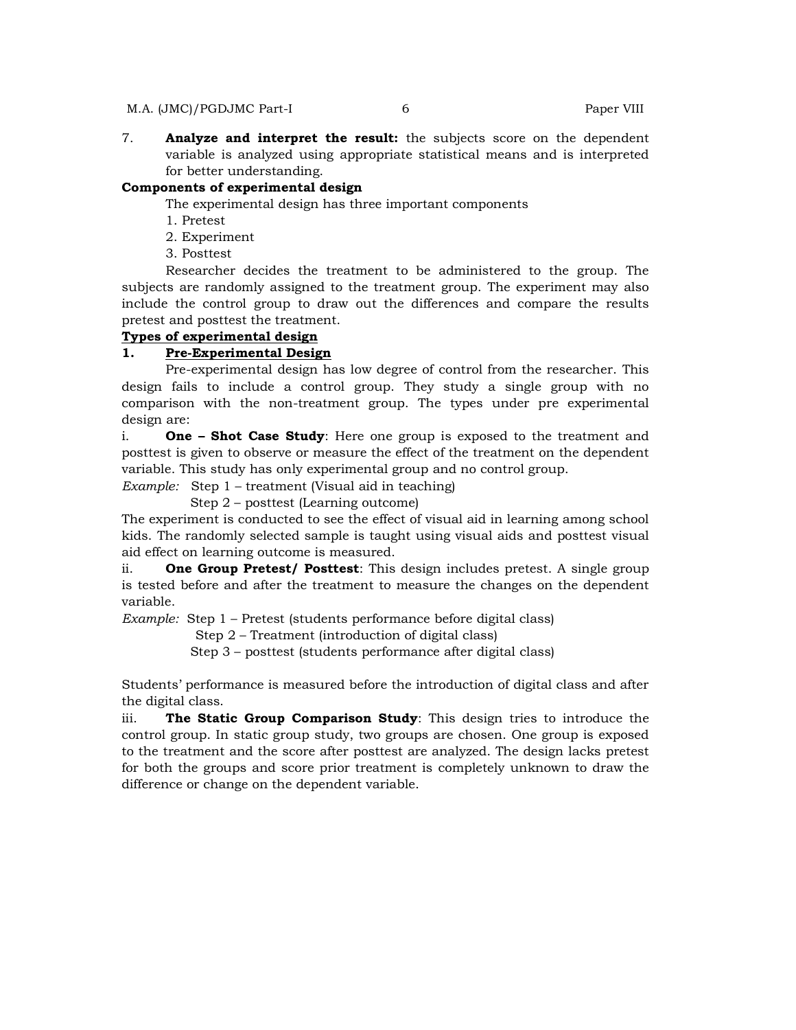7. **Analyze and interpret the result:** the subjects score on the dependent variable is analyzed using appropriate statistical means and is interpreted for better understanding.

**Components of experimental design**

The experimental design has three important components

1. Pretest
2. Experiment
3. Posttest

Researcher decides the treatment to be administered to the group. The subjects are randomly assigned to the treatment group. The experiment may also include the control group to draw out the differences and compare the results pretest and posttest the treatment.

**Types of experimental design**

**1. Pre-Experimental Design**

Pre-experimental design has low degree of control from the researcher. This design fails to include a control group. They study a single group with no comparison with the non-treatment group. The types under pre experimental design are:

i. **One – Shot Case Study**: Here one group is exposed to the treatment and posttest is given to observe or measure the effect of the treatment on the dependent variable. This study has only experimental group and no control group.

*Example:* Step 1 – treatment (Visual aid in teaching)
Step 2 – posttest (Learning outcome)

The experiment is conducted to see the effect of visual aid in learning among school kids. The randomly selected sample is taught using visual aids and posttest visual aid effect on learning outcome is measured.

ii. **One Group Pretest/ Posttest**: This design includes pretest. A single group is tested before and after the treatment to measure the changes on the dependent variable.

*Example:* Step 1 – Pretest (students performance before digital class)
Step 2 – Treatment (introduction of digital class)
Step 3 – posttest (students performance after digital class)

Students' performance is measured before the introduction of digital class and after the digital class.

iii. **The Static Group Comparison Study**: This design tries to introduce the control group. In static group study, two groups are chosen. One group is exposed to the treatment and the score after posttest are analyzed. The design lacks pretest for both the groups and score prior treatment is completely unknown to draw the difference or change on the dependent variable.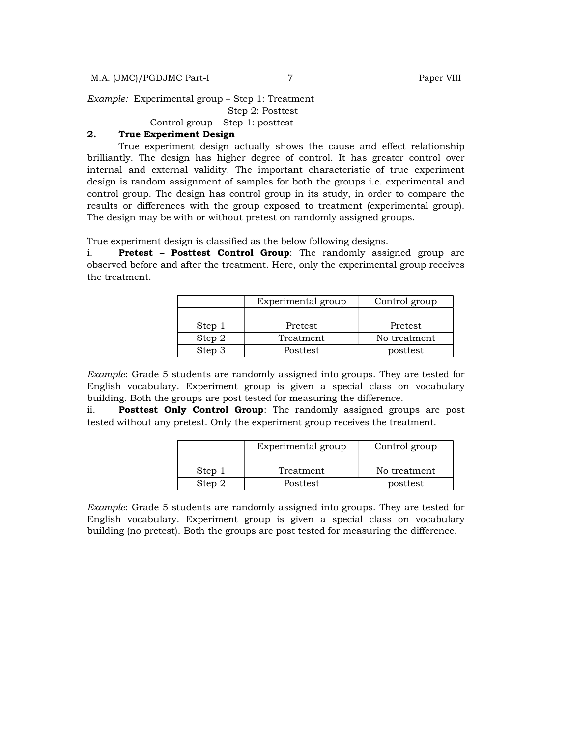*Example:* Experimental group – Step 1: Treatment
Step 2: Posttest
Control group – Step 1: posttest

## 2. True Experiment Design

True experiment design actually shows the cause and effect relationship brilliantly. The design has higher degree of control. It has greater control over internal and external validity. The important characteristic of true experiment design is random assignment of samples for both the groups i.e. experimental and control group. The design has control group in its study, in order to compare the results or differences with the group exposed to treatment (experimental group). The design may be with or without pretest on randomly assigned groups.

True experiment design is classified as the below following designs.

i. **Pretest – Posttest Control Group**: The randomly assigned group are observed before and after the treatment. Here, only the experimental group receives the treatment.

| | Experimental group | Control group |
|---|---|---|
| | | |
| Step 1 | Pretest | Pretest |
| Step 2 | Treatment | No treatment |
| Step 3 | Posttest | posttest |

*Example*: Grade 5 students are randomly assigned into groups. They are tested for English vocabulary. Experiment group is given a special class on vocabulary building. Both the groups are post tested for measuring the difference.

ii. **Posttest Only Control Group**: The randomly assigned groups are post tested without any pretest. Only the experiment group receives the treatment.

| | Experimental group | Control group |
|---|---|---|
| | | |
| Step 1 | Treatment | No treatment |
| Step 2 | Posttest | posttest |

*Example*: Grade 5 students are randomly assigned into groups. They are tested for English vocabulary. Experiment group is given a special class on vocabulary building (no pretest). Both the groups are post tested for measuring the difference.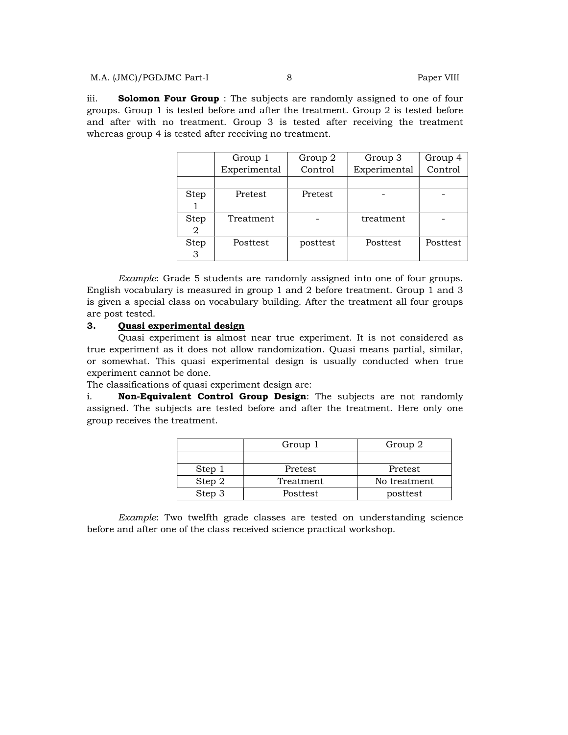iii. **Solomon Four Group** : The subjects are randomly assigned to one of four groups. Group 1 is tested before and after the treatment. Group 2 is tested before and after with no treatment. Group 3 is tested after receiving the treatment whereas group 4 is tested after receiving no treatment.

| | Group 1 Experimental | Group 2 Control | Group 3 Experimental | Group 4 Control |
|---|---|---|---|---|
| | | | | |
| Step 1 | Pretest | Pretest | - | - |
| Step 2 | Treatment | - | treatment | - |
| Step 3 | Posttest | posttest | Posttest | Posttest |

*Example*: Grade 5 students are randomly assigned into one of four groups. English vocabulary is measured in group 1 and 2 before treatment. Group 1 and 3 is given a special class on vocabulary building. After the treatment all four groups are post tested.

### 3. Quasi experimental design

Quasi experiment is almost near true experiment. It is not considered as true experiment as it does not allow randomization. Quasi means partial, similar, or somewhat. This quasi experimental design is usually conducted when true experiment cannot be done.

The classifications of quasi experiment design are:

i. **Non-Equivalent Control Group Design**: The subjects are not randomly assigned. The subjects are tested before and after the treatment. Here only one group receives the treatment.

| | Group 1 | Group 2 |
|---|---|---|
| | | |
| Step 1 | Pretest | Pretest |
| Step 2 | Treatment | No treatment |
| Step 3 | Posttest | posttest |

*Example*: Two twelfth grade classes are tested on understanding science before and after one of the class received science practical workshop.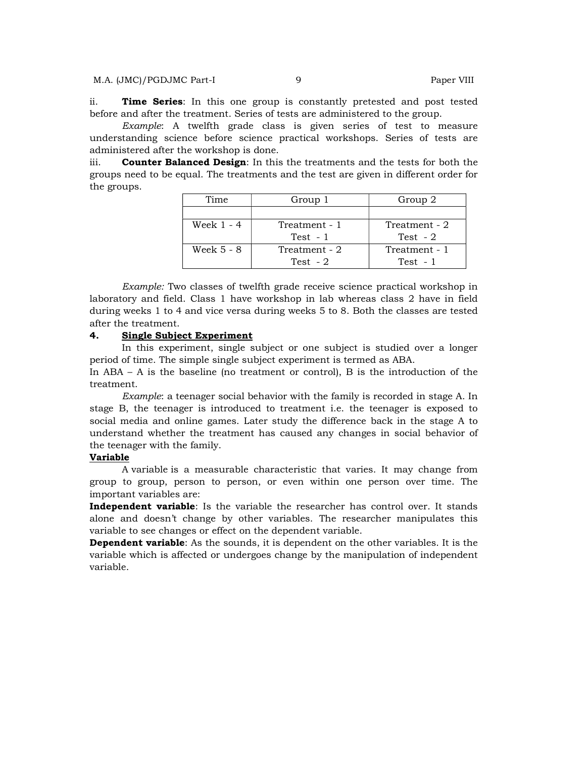ii. **Time Series**: In this one group is constantly pretested and post tested before and after the treatment. Series of tests are administered to the group.

*Example*: A twelfth grade class is given series of test to measure understanding science before science practical workshops. Series of tests are administered after the workshop is done.

iii. **Counter Balanced Design**: In this the treatments and the tests for both the groups need to be equal. The treatments and the test are given in different order for the groups.

| Time | Group 1 | Group 2 |
|---|---|---|
| | | |
| Week 1 - 4 | Treatment - 1<br>Test - 1 | Treatment - 2<br>Test - 2 |
| Week 5 - 8 | Treatment - 2<br>Test - 2 | Treatment - 1<br>Test - 1 |

*Example:* Two classes of twelfth grade receive science practical workshop in laboratory and field. Class 1 have workshop in lab whereas class 2 have in field during weeks 1 to 4 and vice versa during weeks 5 to 8. Both the classes are tested after the treatment.

**4. Single Subject Experiment**

In this experiment, single subject or one subject is studied over a longer period of time. The simple single subject experiment is termed as ABA.

In ABA – A is the baseline (no treatment or control), B is the introduction of the treatment.

*Example*: a teenager social behavior with the family is recorded in stage A. In stage B, the teenager is introduced to treatment i.e. the teenager is exposed to social media and online games. Later study the difference back in the stage A to understand whether the treatment has caused any changes in social behavior of the teenager with the family.

**Variable**

A variable is a measurable characteristic that varies. It may change from group to group, person to person, or even within one person over time. The important variables are:

**Independent variable**: Is the variable the researcher has control over. It stands alone and doesn't change by other variables. The researcher manipulates this variable to see changes or effect on the dependent variable.

**Dependent variable**: As the sounds, it is dependent on the other variables. It is the variable which is affected or undergoes change by the manipulation of independent variable.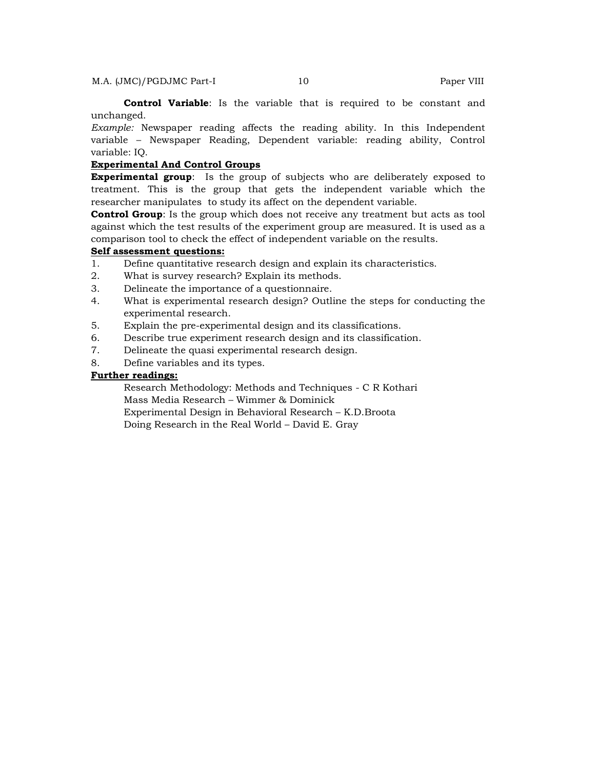**Control Variable**: Is the variable that is required to be constant and unchanged.

*Example:* Newspaper reading affects the reading ability. In this Independent variable – Newspaper Reading, Dependent variable: reading ability, Control variable: IQ.

**Experimental And Control Groups**

**Experimental group**: Is the group of subjects who are deliberately exposed to treatment. This is the group that gets the independent variable which the researcher manipulates to study its affect on the dependent variable.

**Control Group**: Is the group which does not receive any treatment but acts as tool against which the test results of the experiment group are measured. It is used as a comparison tool to check the effect of independent variable on the results.

**Self assessment questions:**

1. Define quantitative research design and explain its characteristics.
2. What is survey research? Explain its methods.
3. Delineate the importance of a questionnaire.
4. What is experimental research design? Outline the steps for conducting the experimental research.
5. Explain the pre-experimental design and its classifications.
6. Describe true experiment research design and its classification.
7. Delineate the quasi experimental research design.
8. Define variables and its types.

**Further readings:**

Research Methodology: Methods and Techniques - C R Kothari
Mass Media Research – Wimmer & Dominick
Experimental Design in Behavioral Research – K.D.Broota
Doing Research in the Real World – David E. Gray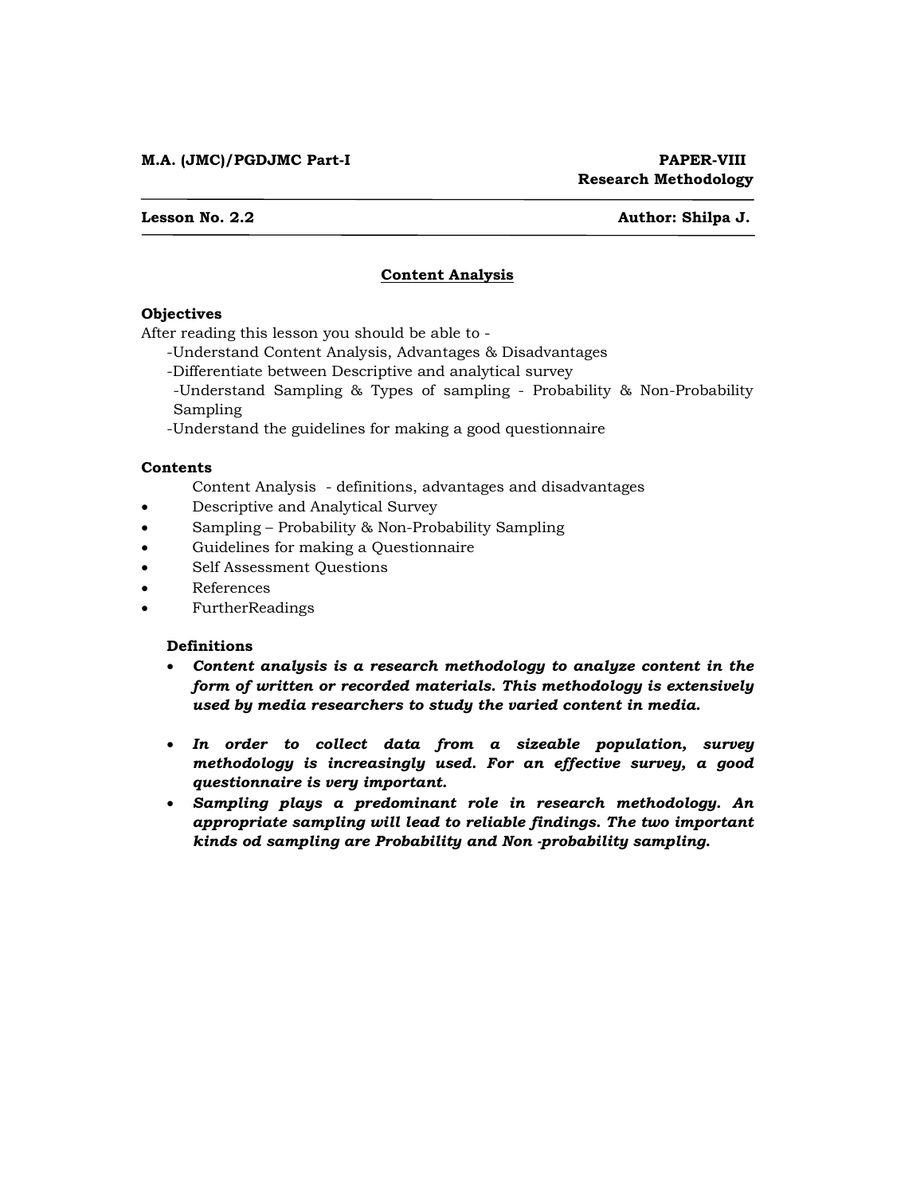**M.A. (JMC)/PGDJMC Part-I** **PAPER-VIII**
**Research Methodology**

---

**Lesson No. 2.2** **Author: Shilpa J.**

---

## Content Analysis

### Objectives

After reading this lesson you should be able to -

-Understand Content Analysis, Advantages & Disadvantages

-Differentiate between Descriptive and analytical survey

-Understand Sampling & Types of sampling - Probability & Non-Probability Sampling

-Understand the guidelines for making a good questionnaire

### Contents

Content Analysis - definitions, advantages and disadvantages

- Descriptive and Analytical Survey
- Sampling – Probability & Non-Probability Sampling
- Guidelines for making a Questionnaire
- Self Assessment Questions
- References
- FurtherReadings

### Definitions

- ***Content analysis is a research methodology to analyze content in the form of written or recorded materials. This methodology is extensively used by media researchers to study the varied content in media.***
- ***In order to collect data from a sizeable population, survey methodology is increasingly used. For an effective survey, a good questionnaire is very important.***
- ***Sampling plays a predominant role in research methodology. An appropriate sampling will lead to reliable findings. The two important kinds od sampling are Probability and Non -probability sampling.***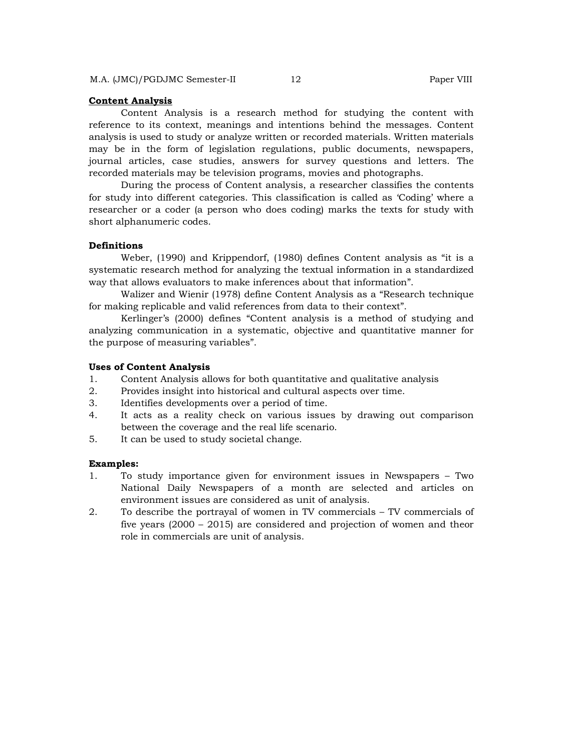## Content Analysis

Content Analysis is a research method for studying the content with reference to its context, meanings and intentions behind the messages. Content analysis is used to study or analyze written or recorded materials. Written materials may be in the form of legislation regulations, public documents, newspapers, journal articles, case studies, answers for survey questions and letters. The recorded materials may be television programs, movies and photographs.

During the process of Content analysis, a researcher classifies the contents for study into different categories. This classification is called as 'Coding' where a researcher or a coder (a person who does coding) marks the texts for study with short alphanumeric codes.

### Definitions

Weber, (1990) and Krippendorf, (1980) defines Content analysis as "it is a systematic research method for analyzing the textual information in a standardized way that allows evaluators to make inferences about that information".

Walizer and Wienir (1978) define Content Analysis as a "Research technique for making replicable and valid references from data to their context".

Kerlinger's (2000) defines "Content analysis is a method of studying and analyzing communication in a systematic, objective and quantitative manner for the purpose of measuring variables".

### Uses of Content Analysis

1. Content Analysis allows for both quantitative and qualitative analysis
2. Provides insight into historical and cultural aspects over time.
3. Identifies developments over a period of time.
4. It acts as a reality check on various issues by drawing out comparison between the coverage and the real life scenario.
5. It can be used to study societal change.

### Examples:

1. To study importance given for environment issues in Newspapers – Two National Daily Newspapers of a month are selected and articles on environment issues are considered as unit of analysis.
2. To describe the portrayal of women in TV commercials – TV commercials of five years (2000 – 2015) are considered and projection of women and theor role in commercials are unit of analysis.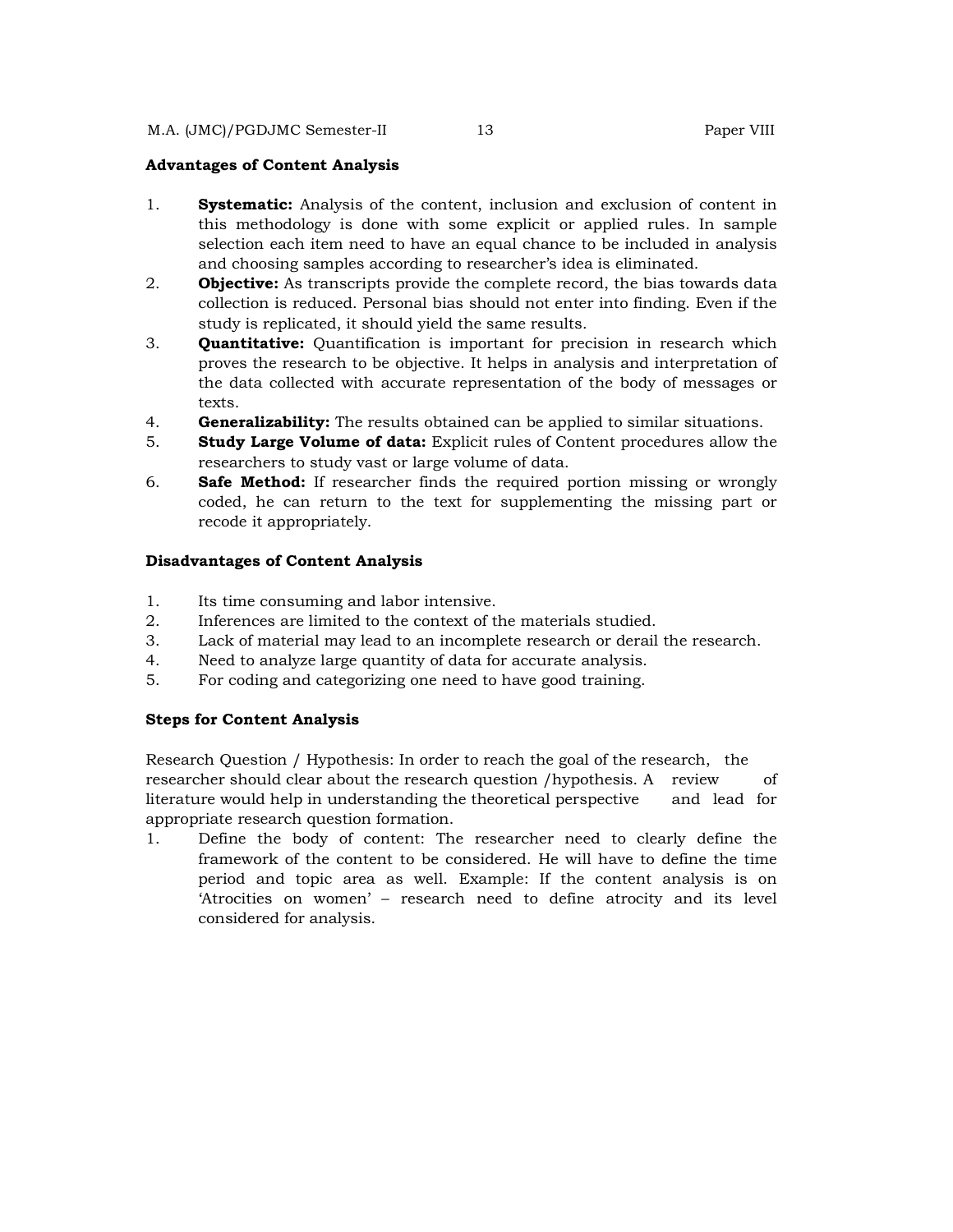**Advantages of Content Analysis**

1. **Systematic:** Analysis of the content, inclusion and exclusion of content in this methodology is done with some explicit or applied rules. In sample selection each item need to have an equal chance to be included in analysis and choosing samples according to researcher's idea is eliminated.
2. **Objective:** As transcripts provide the complete record, the bias towards data collection is reduced. Personal bias should not enter into finding. Even if the study is replicated, it should yield the same results.
3. **Quantitative:** Quantification is important for precision in research which proves the research to be objective. It helps in analysis and interpretation of the data collected with accurate representation of the body of messages or texts.
4. **Generalizability:** The results obtained can be applied to similar situations.
5. **Study Large Volume of data:** Explicit rules of Content procedures allow the researchers to study vast or large volume of data.
6. **Safe Method:** If researcher finds the required portion missing or wrongly coded, he can return to the text for supplementing the missing part or recode it appropriately.

**Disadvantages of Content Analysis**

1. Its time consuming and labor intensive.
2. Inferences are limited to the context of the materials studied.
3. Lack of material may lead to an incomplete research or derail the research.
4. Need to analyze large quantity of data for accurate analysis.
5. For coding and categorizing one need to have good training.

**Steps for Content Analysis**

Research Question / Hypothesis: In order to reach the goal of the research, the researcher should clear about the research question /hypothesis. A review of literature would help in understanding the theoretical perspective and lead for appropriate research question formation.

1. Define the body of content: The researcher need to clearly define the framework of the content to be considered. He will have to define the time period and topic area as well. Example: If the content analysis is on 'Atrocities on women' – research need to define atrocity and its level considered for analysis.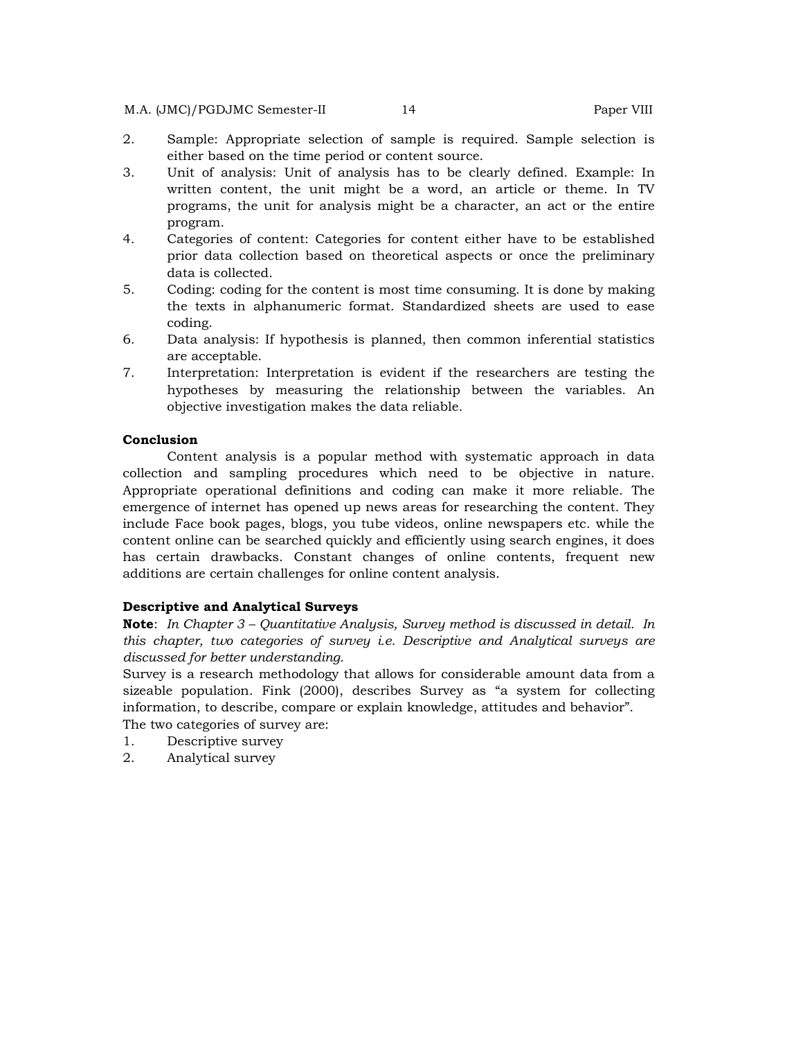2. Sample: Appropriate selection of sample is required. Sample selection is either based on the time period or content source.
3. Unit of analysis: Unit of analysis has to be clearly defined. Example: In written content, the unit might be a word, an article or theme. In TV programs, the unit for analysis might be a character, an act or the entire program.
4. Categories of content: Categories for content either have to be established prior data collection based on theoretical aspects or once the preliminary data is collected.
5. Coding: coding for the content is most time consuming. It is done by making the texts in alphanumeric format. Standardized sheets are used to ease coding.
6. Data analysis: If hypothesis is planned, then common inferential statistics are acceptable.
7. Interpretation: Interpretation is evident if the researchers are testing the hypotheses by measuring the relationship between the variables. An objective investigation makes the data reliable.

**Conclusion**

Content analysis is a popular method with systematic approach in data collection and sampling procedures which need to be objective in nature. Appropriate operational definitions and coding can make it more reliable. The emergence of internet has opened up news areas for researching the content. They include Face book pages, blogs, you tube videos, online newspapers etc. while the content online can be searched quickly and efficiently using search engines, it does has certain drawbacks. Constant changes of online contents, frequent new additions are certain challenges for online content analysis.

**Descriptive and Analytical Surveys**

**Note**: *In Chapter 3 – Quantitative Analysis, Survey method is discussed in detail. In this chapter, two categories of survey i.e. Descriptive and Analytical surveys are discussed for better understanding.*

Survey is a research methodology that allows for considerable amount data from a sizeable population. Fink (2000), describes Survey as "a system for collecting information, to describe, compare or explain knowledge, attitudes and behavior".

The two categories of survey are:

1. Descriptive survey
2. Analytical survey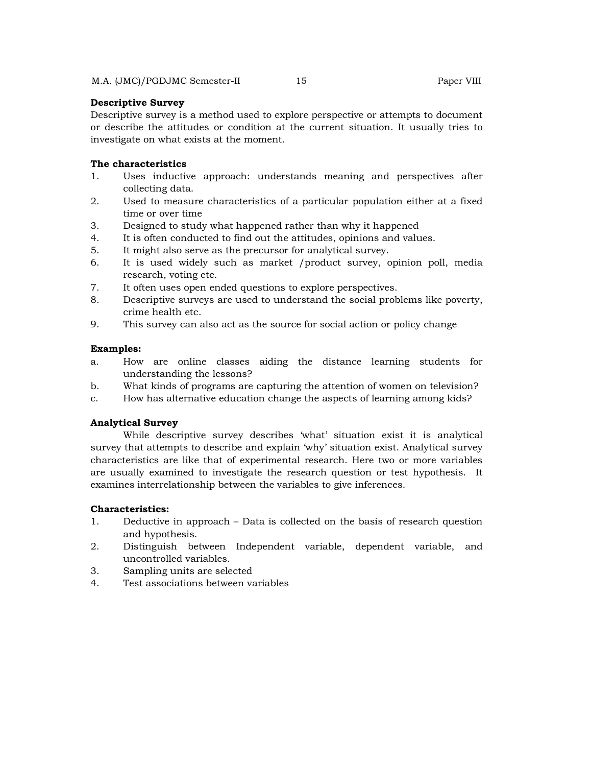**Descriptive Survey**

Descriptive survey is a method used to explore perspective or attempts to document or describe the attitudes or condition at the current situation. It usually tries to investigate on what exists at the moment.

**The characteristics**

1. Uses inductive approach: understands meaning and perspectives after collecting data.
2. Used to measure characteristics of a particular population either at a fixed time or over time
3. Designed to study what happened rather than why it happened
4. It is often conducted to find out the attitudes, opinions and values.
5. It might also serve as the precursor for analytical survey.
6. It is used widely such as market /product survey, opinion poll, media research, voting etc.
7. It often uses open ended questions to explore perspectives.
8. Descriptive surveys are used to understand the social problems like poverty, crime health etc.
9. This survey can also act as the source for social action or policy change

**Examples:**

a. How are online classes aiding the distance learning students for understanding the lessons?
b. What kinds of programs are capturing the attention of women on television?
c. How has alternative education change the aspects of learning among kids?

**Analytical Survey**

While descriptive survey describes 'what' situation exist it is analytical survey that attempts to describe and explain 'why' situation exist. Analytical survey characteristics are like that of experimental research. Here two or more variables are usually examined to investigate the research question or test hypothesis. It examines interrelationship between the variables to give inferences.

**Characteristics:**

1. Deductive in approach – Data is collected on the basis of research question and hypothesis.
2. Distinguish between Independent variable, dependent variable, and uncontrolled variables.
3. Sampling units are selected
4. Test associations between variables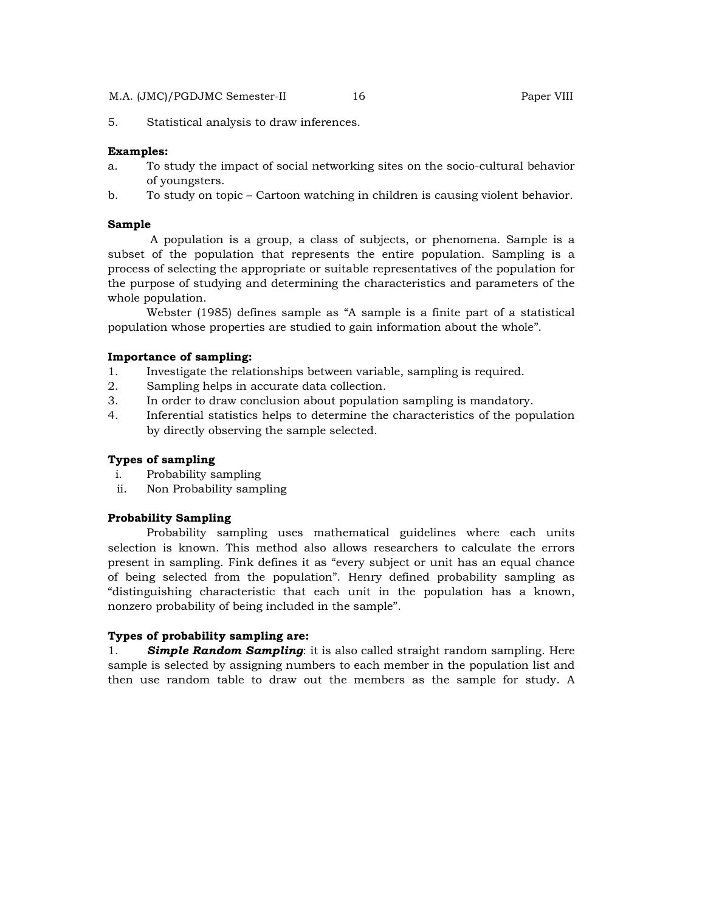5. Statistical analysis to draw inferences.

**Examples:**

a. To study the impact of social networking sites on the socio-cultural behavior of youngsters.

b. To study on topic – Cartoon watching in children is causing violent behavior.

**Sample**

A population is a group, a class of subjects, or phenomena. Sample is a subset of the population that represents the entire population. Sampling is a process of selecting the appropriate or suitable representatives of the population for the purpose of studying and determining the characteristics and parameters of the whole population.

Webster (1985) defines sample as "A sample is a finite part of a statistical population whose properties are studied to gain information about the whole".

**Importance of sampling:**

1. Investigate the relationships between variable, sampling is required.
2. Sampling helps in accurate data collection.
3. In order to draw conclusion about population sampling is mandatory.
4. Inferential statistics helps to determine the characteristics of the population by directly observing the sample selected.

**Types of sampling**

i. Probability sampling

ii. Non Probability sampling

**Probability Sampling**

Probability sampling uses mathematical guidelines where each units selection is known. This method also allows researchers to calculate the errors present in sampling. Fink defines it as "every subject or unit has an equal chance of being selected from the population". Henry defined probability sampling as "distinguishing characteristic that each unit in the population has a known, nonzero probability of being included in the sample".

**Types of probability sampling are:**

1. ***Simple Random Sampling***: it is also called straight random sampling. Here sample is selected by assigning numbers to each member in the population list and then use random table to draw out the members as the sample for study. A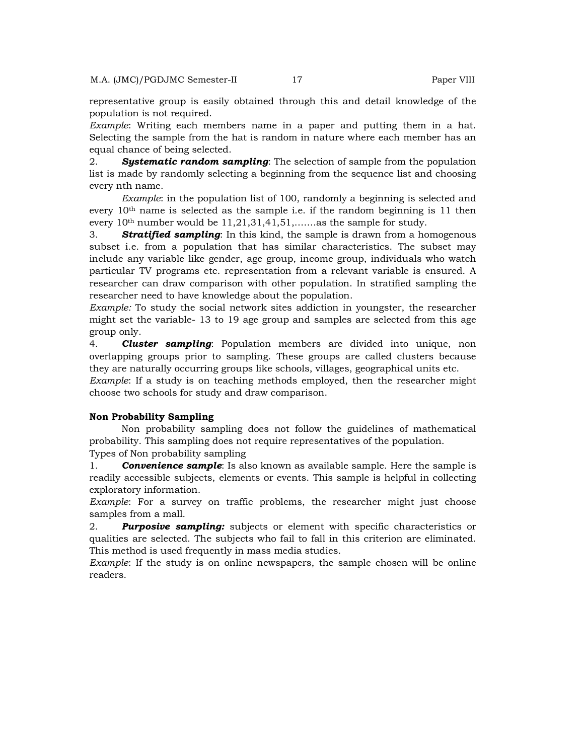representative group is easily obtained through this and detail knowledge of the population is not required.

*Example*: Writing each members name in a paper and putting them in a hat. Selecting the sample from the hat is random in nature where each member has an equal chance of being selected.

2. ***Systematic random sampling***: The selection of sample from the population list is made by randomly selecting a beginning from the sequence list and choosing every nth name.

*Example*: in the population list of 100, randomly a beginning is selected and every $10^{th}$ name is selected as the sample i.e. if the random beginning is 11 then every $10^{th}$ number would be 11,21,31,41,51,…….as the sample for study.

3. ***Stratified sampling***: In this kind, the sample is drawn from a homogenous subset i.e. from a population that has similar characteristics. The subset may include any variable like gender, age group, income group, individuals who watch particular TV programs etc. representation from a relevant variable is ensured. A researcher can draw comparison with other population. In stratified sampling the researcher need to have knowledge about the population.

*Example:* To study the social network sites addiction in youngster, the researcher might set the variable- 13 to 19 age group and samples are selected from this age group only.

4. ***Cluster sampling***: Population members are divided into unique, non overlapping groups prior to sampling. These groups are called clusters because they are naturally occurring groups like schools, villages, geographical units etc.

*Example*: If a study is on teaching methods employed, then the researcher might choose two schools for study and draw comparison.

**Non Probability Sampling**

Non probability sampling does not follow the guidelines of mathematical probability. This sampling does not require representatives of the population.

Types of Non probability sampling

1. ***Convenience sample***: Is also known as available sample. Here the sample is readily accessible subjects, elements or events. This sample is helpful in collecting exploratory information.

*Example*: For a survey on traffic problems, the researcher might just choose samples from a mall.

2. ***Purposive sampling:*** subjects or element with specific characteristics or qualities are selected. The subjects who fail to fall in this criterion are eliminated. This method is used frequently in mass media studies.

*Example*: If the study is on online newspapers, the sample chosen will be online readers.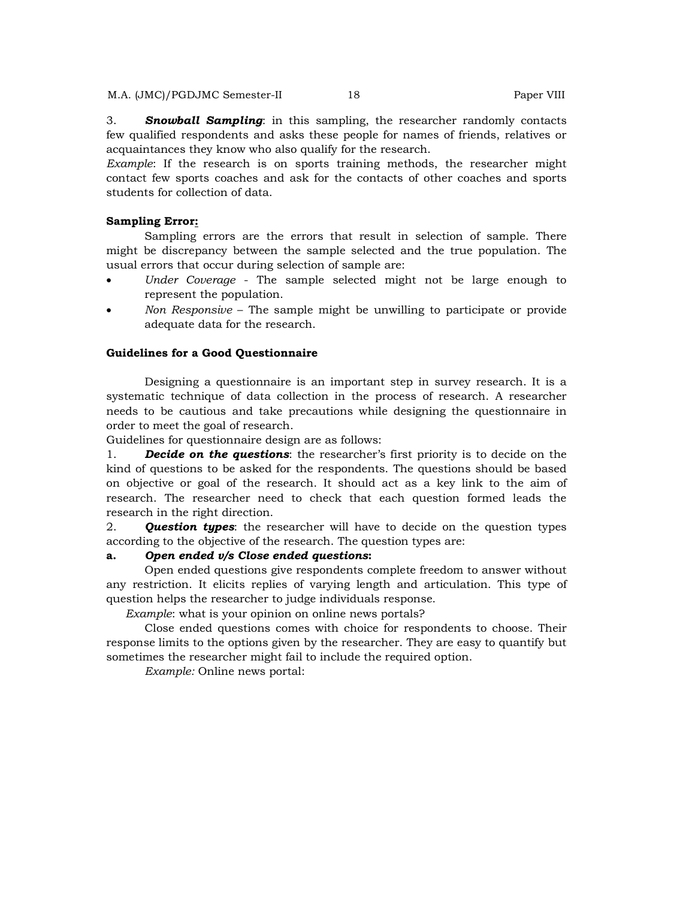3. ***Snowball Sampling***: in this sampling, the researcher randomly contacts few qualified respondents and asks these people for names of friends, relatives or acquaintances they know who also qualify for the research.

*Example*: If the research is on sports training methods, the researcher might contact few sports coaches and ask for the contacts of other coaches and sports students for collection of data.

**Sampling Error:**

Sampling errors are the errors that result in selection of sample. There might be discrepancy between the sample selected and the true population. The usual errors that occur during selection of sample are:

- *Under Coverage* - The sample selected might not be large enough to represent the population.
- *Non Responsive* – The sample might be unwilling to participate or provide adequate data for the research.

**Guidelines for a Good Questionnaire**

Designing a questionnaire is an important step in survey research. It is a systematic technique of data collection in the process of research. A researcher needs to be cautious and take precautions while designing the questionnaire in order to meet the goal of research.

Guidelines for questionnaire design are as follows:

1. ***Decide on the questions***: the researcher's first priority is to decide on the kind of questions to be asked for the respondents. The questions should be based on objective or goal of the research. It should act as a key link to the aim of research. The researcher need to check that each question formed leads the research in the right direction.

2. ***Question types***: the researcher will have to decide on the question types according to the objective of the research. The question types are:

**a. *Open ended v/s Close ended questions*:**

Open ended questions give respondents complete freedom to answer without any restriction. It elicits replies of varying length and articulation. This type of question helps the researcher to judge individuals response.

*Example*: what is your opinion on online news portals?

Close ended questions comes with choice for respondents to choose. Their response limits to the options given by the researcher. They are easy to quantify but sometimes the researcher might fail to include the required option.

*Example:* Online news portal: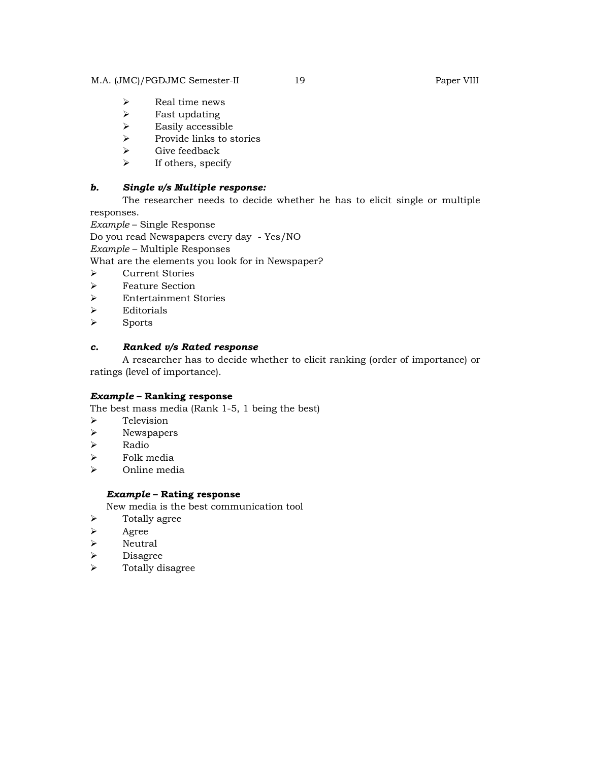- Real time news
- Fast updating
- Easily accessible
- Provide links to stories
- Give feedback
- If others, specify

***b. Single v/s Multiple response:***

The researcher needs to decide whether he has to elicit single or multiple responses.

*Example* – Single Response

Do you read Newspapers every day - Yes/NO

*Example* – Multiple Responses

What are the elements you look for in Newspaper?

- Current Stories
- Feature Section
- Entertainment Stories
- Editorials
- Sports

***c. Ranked v/s Rated response***

A researcher has to decide whether to elicit ranking (order of importance) or ratings (level of importance).

***Example* – Ranking response**

The best mass media (Rank 1-5, 1 being the best)

- Television
- Newspapers
- Radio
- Folk media
- Online media

***Example* – Rating response**

New media is the best communication tool

- Totally agree
- Agree
- Neutral
- Disagree
- Totally disagree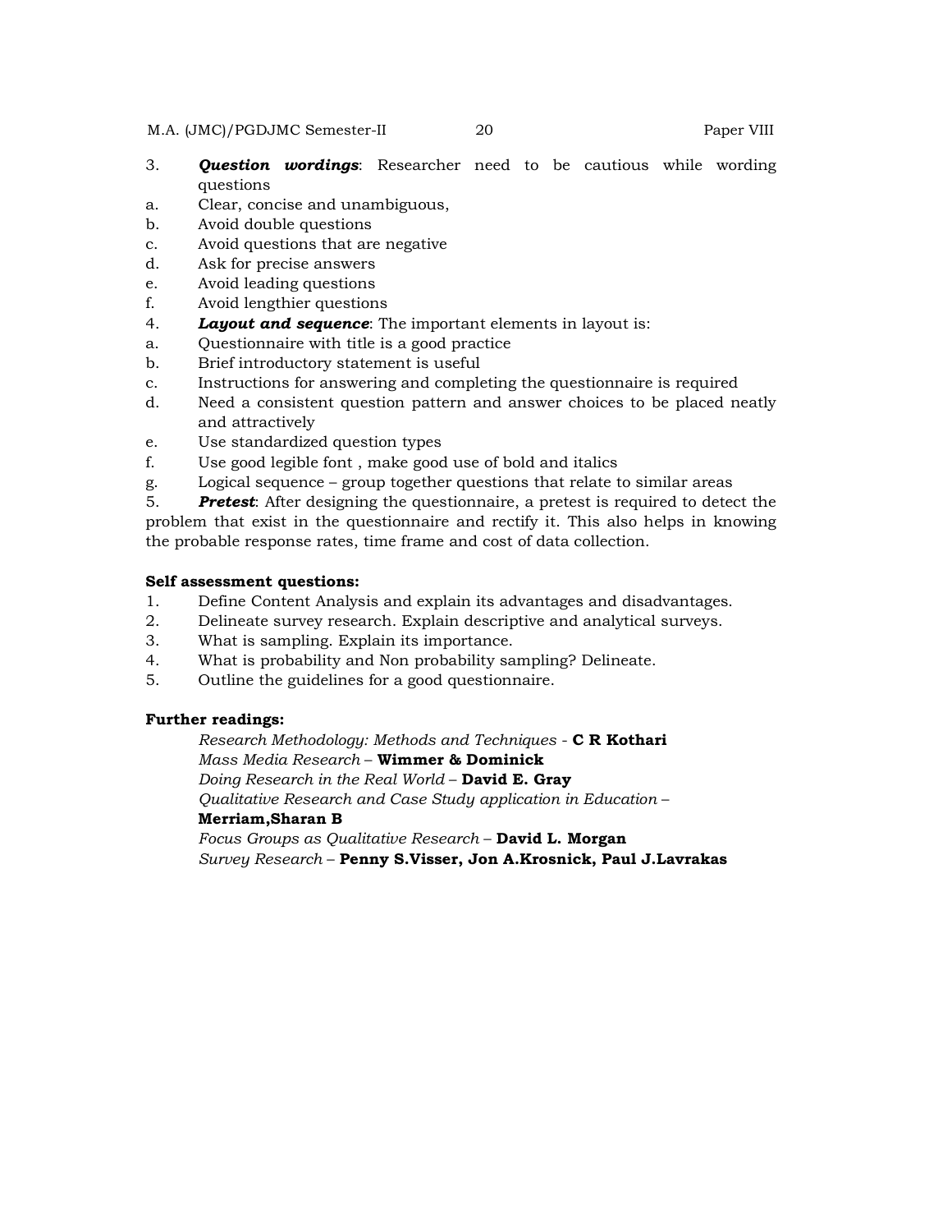3. ***Question wordings***: Researcher need to be cautious while wording questions
   a. Clear, concise and unambiguous,
   b. Avoid double questions
   c. Avoid questions that are negative
   d. Ask for precise answers
   e. Avoid leading questions
   f. Avoid lengthier questions
4. ***Layout and sequence***: The important elements in layout is:
   a. Questionnaire with title is a good practice
   b. Brief introductory statement is useful
   c. Instructions for answering and completing the questionnaire is required
   d. Need a consistent question pattern and answer choices to be placed neatly and attractively
   e. Use standardized question types
   f. Use good legible font , make good use of bold and italics
   g. Logical sequence – group together questions that relate to similar areas
5. ***Pretest***: After designing the questionnaire, a pretest is required to detect the problem that exist in the questionnaire and rectify it. This also helps in knowing the probable response rates, time frame and cost of data collection.

**Self assessment questions:**

1. Define Content Analysis and explain its advantages and disadvantages.
2. Delineate survey research. Explain descriptive and analytical surveys.
3. What is sampling. Explain its importance.
4. What is probability and Non probability sampling? Delineate.
5. Outline the guidelines for a good questionnaire.

**Further readings:**

*Research Methodology: Methods and Techniques* - **C R Kothari**
*Mass Media Research* – **Wimmer & Dominick**
*Doing Research in the Real World* – **David E. Gray**
*Qualitative Research and Case Study application in Education* – **Merriam,Sharan B**
*Focus Groups as Qualitative Research* – **David L. Morgan**
*Survey Research* – **Penny S.Visser, Jon A.Krosnick, Paul J.Lavrakas**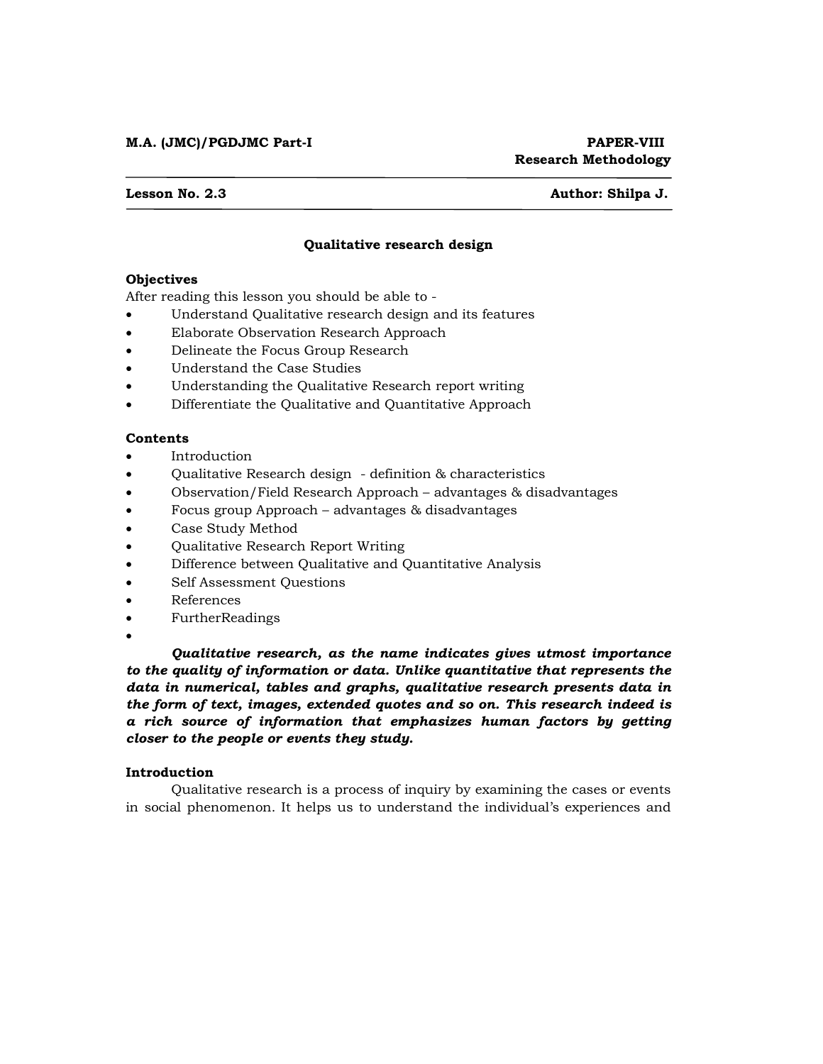**M.A. (JMC)/PGDJMC Part-I** **PAPER-VIII**
**Research Methodology**

---

**Lesson No. 2.3** **Author: Shilpa J.**

---

## Qualitative research design

### Objectives

After reading this lesson you should be able to -

- Understand Qualitative research design and its features
- Elaborate Observation Research Approach
- Delineate the Focus Group Research
- Understand the Case Studies
- Understanding the Qualitative Research report writing
- Differentiate the Qualitative and Quantitative Approach

### Contents

- Introduction
- Qualitative Research design - definition & characteristics
- Observation/Field Research Approach – advantages & disadvantages
- Focus group Approach – advantages & disadvantages
- Case Study Method
- Qualitative Research Report Writing
- Difference between Qualitative and Quantitative Analysis
- Self Assessment Questions
- References
- FurtherReadings
-

***Qualitative research, as the name indicates gives utmost importance to the quality of information or data. Unlike quantitative that represents the data in numerical, tables and graphs, qualitative research presents data in the form of text, images, extended quotes and so on. This research indeed is a rich source of information that emphasizes human factors by getting closer to the people or events they study.***

### Introduction

Qualitative research is a process of inquiry by examining the cases or events in social phenomenon. It helps us to understand the individual's experiences and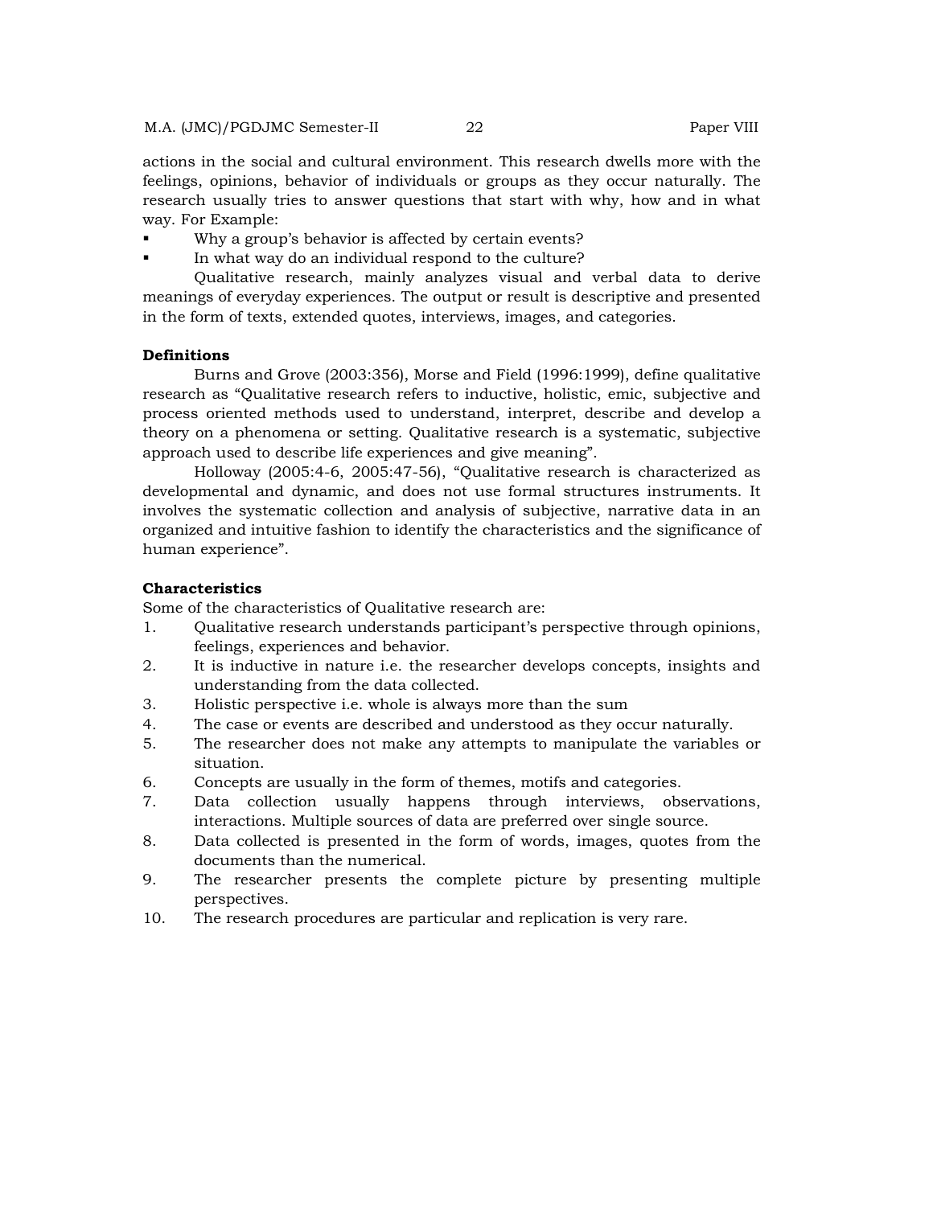actions in the social and cultural environment. This research dwells more with the feelings, opinions, behavior of individuals or groups as they occur naturally. The research usually tries to answer questions that start with why, how and in what way. For Example:

- Why a group's behavior is affected by certain events?
- In what way do an individual respond to the culture?

Qualitative research, mainly analyzes visual and verbal data to derive meanings of everyday experiences. The output or result is descriptive and presented in the form of texts, extended quotes, interviews, images, and categories.

**Definitions**

Burns and Grove (2003:356), Morse and Field (1996:1999), define qualitative research as "Qualitative research refers to inductive, holistic, emic, subjective and process oriented methods used to understand, interpret, describe and develop a theory on a phenomena or setting. Qualitative research is a systematic, subjective approach used to describe life experiences and give meaning".

Holloway (2005:4-6, 2005:47-56), "Qualitative research is characterized as developmental and dynamic, and does not use formal structures instruments. It involves the systematic collection and analysis of subjective, narrative data in an organized and intuitive fashion to identify the characteristics and the significance of human experience".

**Characteristics**

Some of the characteristics of Qualitative research are:

1. Qualitative research understands participant's perspective through opinions, feelings, experiences and behavior.
2. It is inductive in nature i.e. the researcher develops concepts, insights and understanding from the data collected.
3. Holistic perspective i.e. whole is always more than the sum
4. The case or events are described and understood as they occur naturally.
5. The researcher does not make any attempts to manipulate the variables or situation.
6. Concepts are usually in the form of themes, motifs and categories.
7. Data collection usually happens through interviews, observations, interactions. Multiple sources of data are preferred over single source.
8. Data collected is presented in the form of words, images, quotes from the documents than the numerical.
9. The researcher presents the complete picture by presenting multiple perspectives.
10. The research procedures are particular and replication is very rare.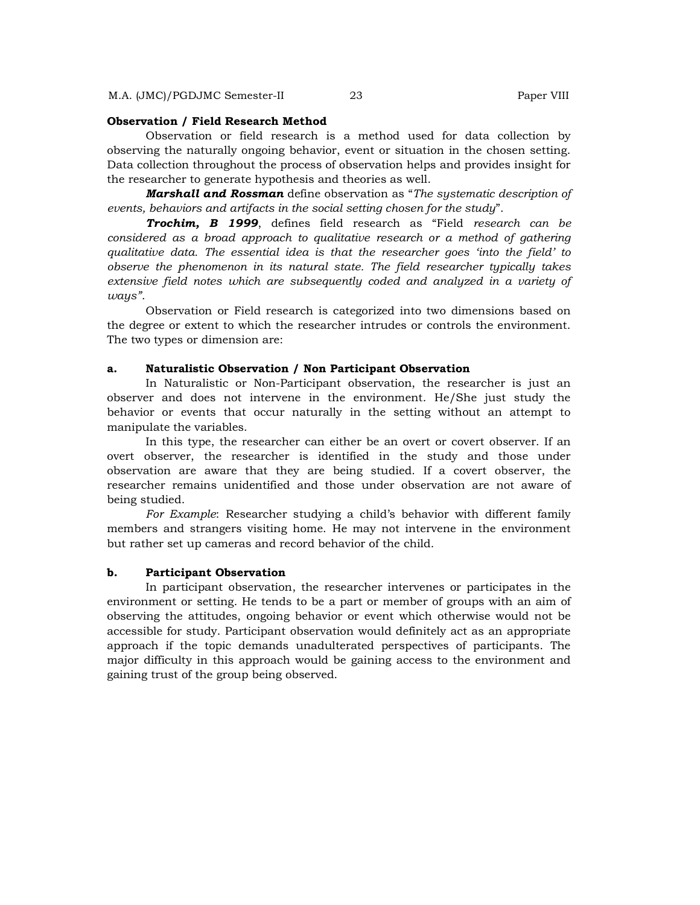**Observation / Field Research Method**

Observation or field research is a method used for data collection by observing the naturally ongoing behavior, event or situation in the chosen setting. Data collection throughout the process of observation helps and provides insight for the researcher to generate hypothesis and theories as well.

***Marshall and Rossman*** define observation as "*The systematic description of events, behaviors and artifacts in the social setting chosen for the study*".

***Trochim, B 1999***, defines field research as "Field *research can be considered as a broad approach to qualitative research or a method of gathering qualitative data. The essential idea is that the researcher goes 'into the field' to observe the phenomenon in its natural state. The field researcher typically takes extensive field notes which are subsequently coded and analyzed in a variety of ways"*.

Observation or Field research is categorized into two dimensions based on the degree or extent to which the researcher intrudes or controls the environment. The two types or dimension are:

**a. Naturalistic Observation / Non Participant Observation**

In Naturalistic or Non-Participant observation, the researcher is just an observer and does not intervene in the environment. He/She just study the behavior or events that occur naturally in the setting without an attempt to manipulate the variables.

In this type, the researcher can either be an overt or covert observer. If an overt observer, the researcher is identified in the study and those under observation are aware that they are being studied. If a covert observer, the researcher remains unidentified and those under observation are not aware of being studied.

*For Example*: Researcher studying a child's behavior with different family members and strangers visiting home. He may not intervene in the environment but rather set up cameras and record behavior of the child.

**b. Participant Observation**

In participant observation, the researcher intervenes or participates in the environment or setting. He tends to be a part or member of groups with an aim of observing the attitudes, ongoing behavior or event which otherwise would not be accessible for study. Participant observation would definitely act as an appropriate approach if the topic demands unadulterated perspectives of participants. The major difficulty in this approach would be gaining access to the environment and gaining trust of the group being observed.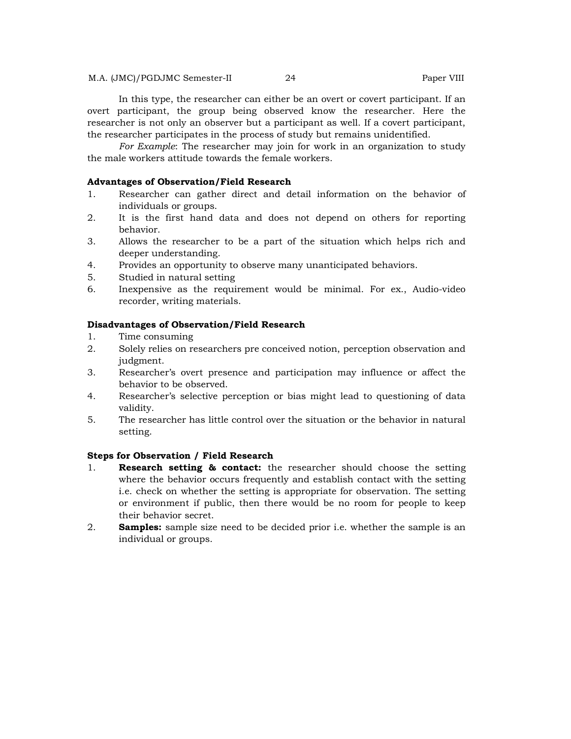In this type, the researcher can either be an overt or covert participant. If an overt participant, the group being observed know the researcher. Here the researcher is not only an observer but a participant as well. If a covert participant, the researcher participates in the process of study but remains unidentified.

*For Example*: The researcher may join for work in an organization to study the male workers attitude towards the female workers.

**Advantages of Observation/Field Research**

1. Researcher can gather direct and detail information on the behavior of individuals or groups.
2. It is the first hand data and does not depend on others for reporting behavior.
3. Allows the researcher to be a part of the situation which helps rich and deeper understanding.
4. Provides an opportunity to observe many unanticipated behaviors.
5. Studied in natural setting
6. Inexpensive as the requirement would be minimal. For ex., Audio-video recorder, writing materials.

**Disadvantages of Observation/Field Research**

1. Time consuming
2. Solely relies on researchers pre conceived notion, perception observation and judgment.
3. Researcher's overt presence and participation may influence or affect the behavior to be observed.
4. Researcher's selective perception or bias might lead to questioning of data validity.
5. The researcher has little control over the situation or the behavior in natural setting.

**Steps for Observation / Field Research**

1. **Research setting & contact:** the researcher should choose the setting where the behavior occurs frequently and establish contact with the setting i.e. check on whether the setting is appropriate for observation. The setting or environment if public, then there would be no room for people to keep their behavior secret.
2. **Samples:** sample size need to be decided prior i.e. whether the sample is an individual or groups.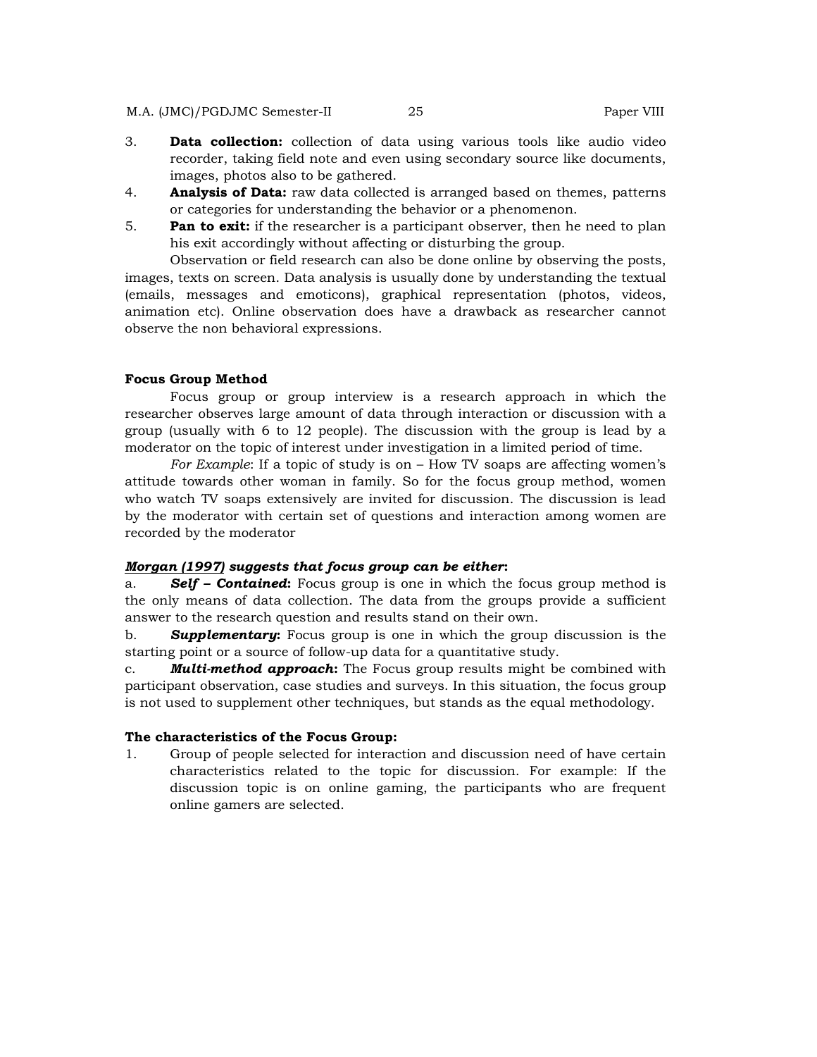3. **Data collection:** collection of data using various tools like audio video recorder, taking field note and even using secondary source like documents, images, photos also to be gathered.
4. **Analysis of Data:** raw data collected is arranged based on themes, patterns or categories for understanding the behavior or a phenomenon.
5. **Pan to exit:** if the researcher is a participant observer, then he need to plan his exit accordingly without affecting or disturbing the group.

Observation or field research can also be done online by observing the posts, images, texts on screen. Data analysis is usually done by understanding the textual (emails, messages and emoticons), graphical representation (photos, videos, animation etc). Online observation does have a drawback as researcher cannot observe the non behavioral expressions.

**Focus Group Method**

Focus group or group interview is a research approach in which the researcher observes large amount of data through interaction or discussion with a group (usually with 6 to 12 people). The discussion with the group is lead by a moderator on the topic of interest under investigation in a limited period of time.

*For Example*: If a topic of study is on – How TV soaps are affecting women's attitude towards other woman in family. So for the focus group method, women who watch TV soaps extensively are invited for discussion. The discussion is lead by the moderator with certain set of questions and interaction among women are recorded by the moderator

***Morgan (1997) suggests that focus group can be either*:**

a. ***Self – Contained*:** Focus group is one in which the focus group method is the only means of data collection. The data from the groups provide a sufficient answer to the research question and results stand on their own.

b. ***Supplementary*:** Focus group is one in which the group discussion is the starting point or a source of follow-up data for a quantitative study.

c. ***Multi-method approach*:** The Focus group results might be combined with participant observation, case studies and surveys. In this situation, the focus group is not used to supplement other techniques, but stands as the equal methodology.

**The characteristics of the Focus Group:**

1. Group of people selected for interaction and discussion need of have certain characteristics related to the topic for discussion. For example: If the discussion topic is on online gaming, the participants who are frequent online gamers are selected.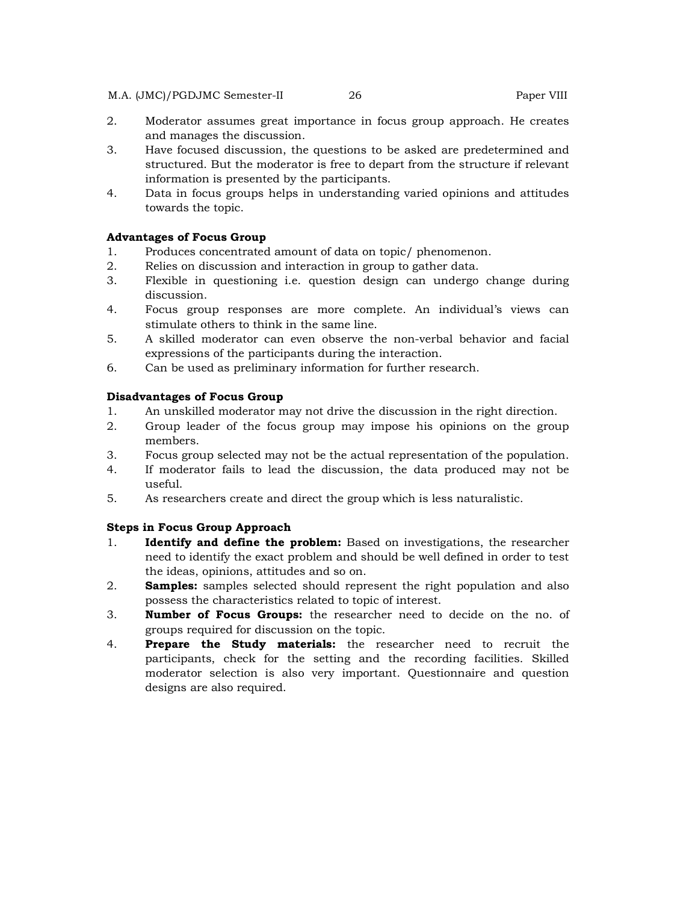2. Moderator assumes great importance in focus group approach. He creates and manages the discussion.
3. Have focused discussion, the questions to be asked are predetermined and structured. But the moderator is free to depart from the structure if relevant information is presented by the participants.
4. Data in focus groups helps in understanding varied opinions and attitudes towards the topic.

**Advantages of Focus Group**

1. Produces concentrated amount of data on topic/ phenomenon.
2. Relies on discussion and interaction in group to gather data.
3. Flexible in questioning i.e. question design can undergo change during discussion.
4. Focus group responses are more complete. An individual's views can stimulate others to think in the same line.
5. A skilled moderator can even observe the non-verbal behavior and facial expressions of the participants during the interaction.
6. Can be used as preliminary information for further research.

**Disadvantages of Focus Group**

1. An unskilled moderator may not drive the discussion in the right direction.
2. Group leader of the focus group may impose his opinions on the group members.
3. Focus group selected may not be the actual representation of the population.
4. If moderator fails to lead the discussion, the data produced may not be useful.
5. As researchers create and direct the group which is less naturalistic.

**Steps in Focus Group Approach**

1. **Identify and define the problem:** Based on investigations, the researcher need to identify the exact problem and should be well defined in order to test the ideas, opinions, attitudes and so on.
2. **Samples:** samples selected should represent the right population and also possess the characteristics related to topic of interest.
3. **Number of Focus Groups:** the researcher need to decide on the no. of groups required for discussion on the topic.
4. **Prepare the Study materials:** the researcher need to recruit the participants, check for the setting and the recording facilities. Skilled moderator selection is also very important. Questionnaire and question designs are also required.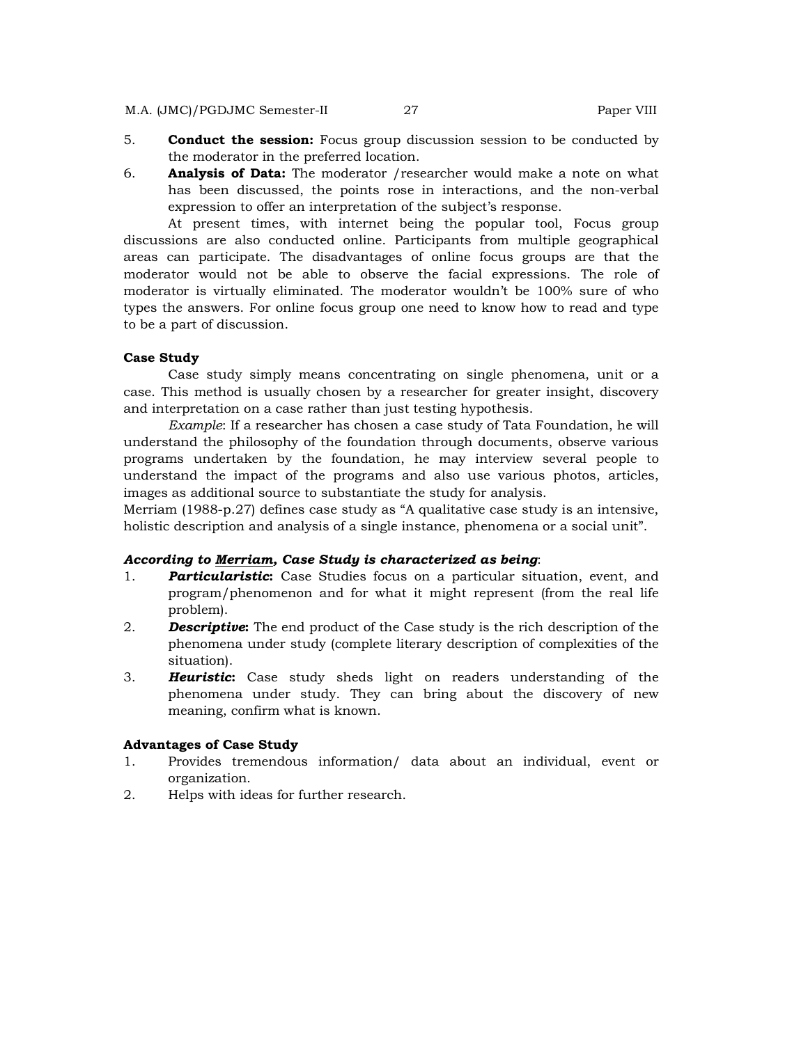5. **Conduct the session:** Focus group discussion session to be conducted by the moderator in the preferred location.
6. **Analysis of Data:** The moderator /researcher would make a note on what has been discussed, the points rose in interactions, and the non-verbal expression to offer an interpretation of the subject's response.

At present times, with internet being the popular tool, Focus group discussions are also conducted online. Participants from multiple geographical areas can participate. The disadvantages of online focus groups are that the moderator would not be able to observe the facial expressions. The role of moderator is virtually eliminated. The moderator wouldn't be 100% sure of who types the answers. For online focus group one need to know how to read and type to be a part of discussion.

**Case Study**

Case study simply means concentrating on single phenomena, unit or a case. This method is usually chosen by a researcher for greater insight, discovery and interpretation on a case rather than just testing hypothesis.

*Example*: If a researcher has chosen a case study of Tata Foundation, he will understand the philosophy of the foundation through documents, observe various programs undertaken by the foundation, he may interview several people to understand the impact of the programs and also use various photos, articles, images as additional source to substantiate the study for analysis.

Merriam (1988-p.27) defines case study as "A qualitative case study is an intensive, holistic description and analysis of a single instance, phenomena or a social unit".

***According to <u>Merriam</u>, Case Study is characterized as being***:

1. ***Particularistic*:** Case Studies focus on a particular situation, event, and program/phenomenon and for what it might represent (from the real life problem).
2. ***Descriptive*:** The end product of the Case study is the rich description of the phenomena under study (complete literary description of complexities of the situation).
3. ***Heuristic*:** Case study sheds light on readers understanding of the phenomena under study. They can bring about the discovery of new meaning, confirm what is known.

**Advantages of Case Study**

1. Provides tremendous information/ data about an individual, event or organization.
2. Helps with ideas for further research.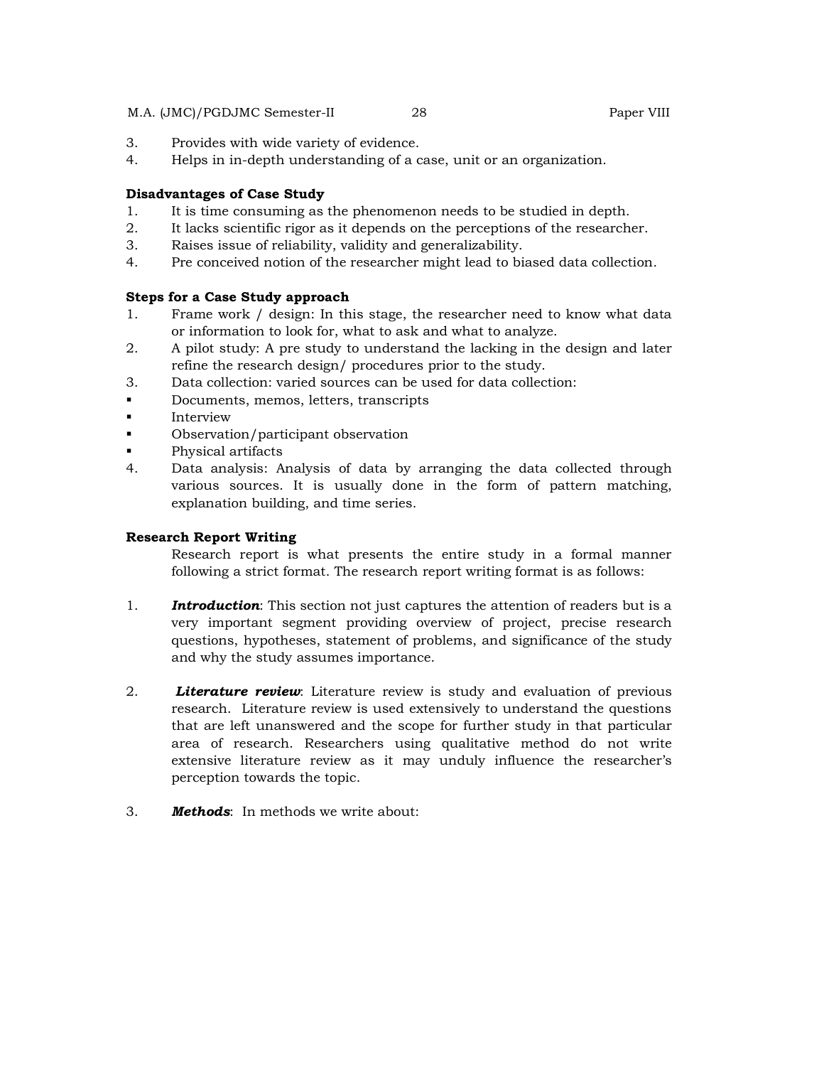3. Provides with wide variety of evidence.
4. Helps in in-depth understanding of a case, unit or an organization.

**Disadvantages of Case Study**

1. It is time consuming as the phenomenon needs to be studied in depth.
2. It lacks scientific rigor as it depends on the perceptions of the researcher.
3. Raises issue of reliability, validity and generalizability.
4. Pre conceived notion of the researcher might lead to biased data collection.

**Steps for a Case Study approach**

1. Frame work / design: In this stage, the researcher need to know what data or information to look for, what to ask and what to analyze.
2. A pilot study: A pre study to understand the lacking in the design and later refine the research design/ procedures prior to the study.
3. Data collection: varied sources can be used for data collection:
   - Documents, memos, letters, transcripts
   - Interview
   - Observation/participant observation
   - Physical artifacts
4. Data analysis: Analysis of data by arranging the data collected through various sources. It is usually done in the form of pattern matching, explanation building, and time series.

**Research Report Writing**

Research report is what presents the entire study in a formal manner following a strict format. The research report writing format is as follows:

1. ***Introduction***: This section not just captures the attention of readers but is a very important segment providing overview of project, precise research questions, hypotheses, statement of problems, and significance of the study and why the study assumes importance.

2. ***Literature review***: Literature review is study and evaluation of previous research. Literature review is used extensively to understand the questions that are left unanswered and the scope for further study in that particular area of research. Researchers using qualitative method do not write extensive literature review as it may unduly influence the researcher's perception towards the topic.

3. ***Methods***: In methods we write about: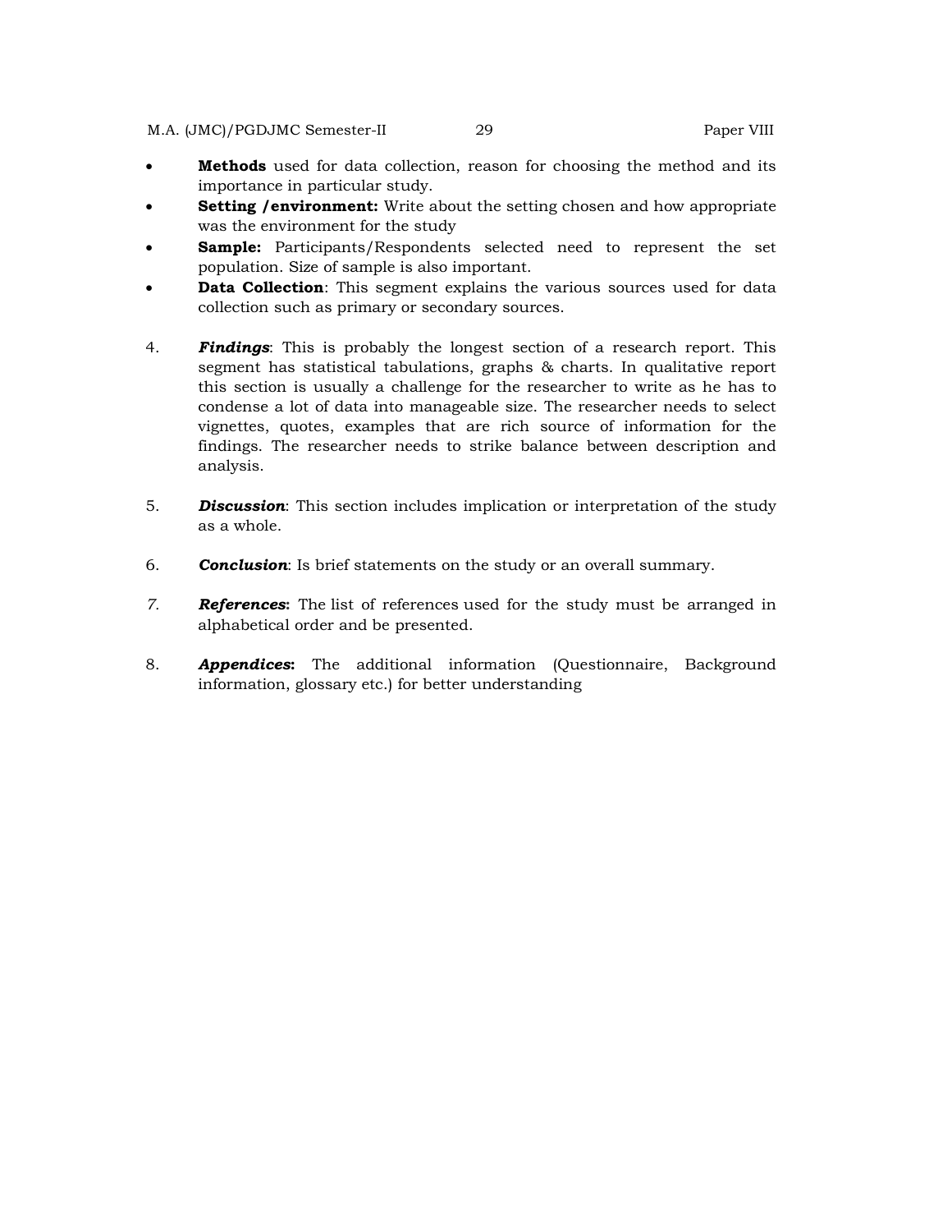- **Methods** used for data collection, reason for choosing the method and its importance in particular study.
- **Setting /environment:** Write about the setting chosen and how appropriate was the environment for the study
- **Sample:** Participants/Respondents selected need to represent the set population. Size of sample is also important.
- **Data Collection**: This segment explains the various sources used for data collection such as primary or secondary sources.

4. ***Findings***: This is probably the longest section of a research report. This segment has statistical tabulations, graphs & charts. In qualitative report this section is usually a challenge for the researcher to write as he has to condense a lot of data into manageable size. The researcher needs to select vignettes, quotes, examples that are rich source of information for the findings. The researcher needs to strike balance between description and analysis.

5. ***Discussion***: This section includes implication or interpretation of the study as a whole.

6. ***Conclusion***: Is brief statements on the study or an overall summary.

7. ***References*:** The list of references used for the study must be arranged in alphabetical order and be presented.

8. ***Appendices*:** The additional information (Questionnaire, Background information, glossary etc.) for better understanding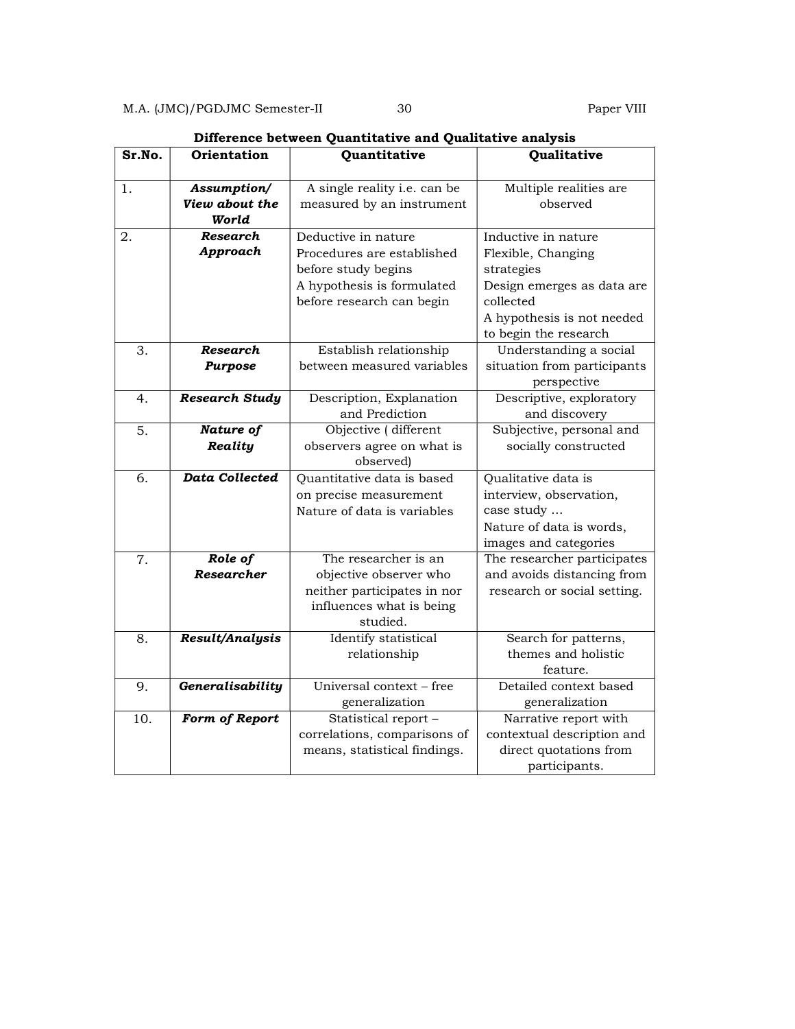**Difference between Quantitative and Qualitative analysis**

| Sr.No. | Orientation | Quantitative | Qualitative |
|---|---|---|---|
| 1. | ***Assumption/ View about the World*** | A single reality i.e. can be measured by an instrument | Multiple realities are observed |
| 2. | ***Research Approach*** | Deductive in nature<br>Procedures are established before study begins<br>A hypothesis is formulated before research can begin | Inductive in nature<br>Flexible, Changing strategies<br>Design emerges as data are collected<br>A hypothesis is not needed to begin the research |
| 3. | ***Research Purpose*** | Establish relationship between measured variables | Understanding a social situation from participants perspective |
| 4. | ***Research Study*** | Description, Explanation and Prediction | Descriptive, exploratory and discovery |
| 5. | ***Nature of Reality*** | Objective ( different observers agree on what is observed) | Subjective, personal and socially constructed |
| 6. | ***Data Collected*** | Quantitative data is based on precise measurement<br>Nature of data is variables | Qualitative data is interview, observation, case study …<br>Nature of data is words, images and categories |
| 7. | ***Role of Researcher*** | The researcher is an objective observer who neither participates in nor influences what is being studied. | The researcher participates and avoids distancing from research or social setting. |
| 8. | ***Result/Analysis*** | Identify statistical relationship | Search for patterns, themes and holistic feature. |
| 9. | ***Generalisability*** | Universal context – free generalization | Detailed context based generalization |
| 10. | ***Form of Report*** | Statistical report – correlations, comparisons of means, statistical findings. | Narrative report with contextual description and direct quotations from participants. |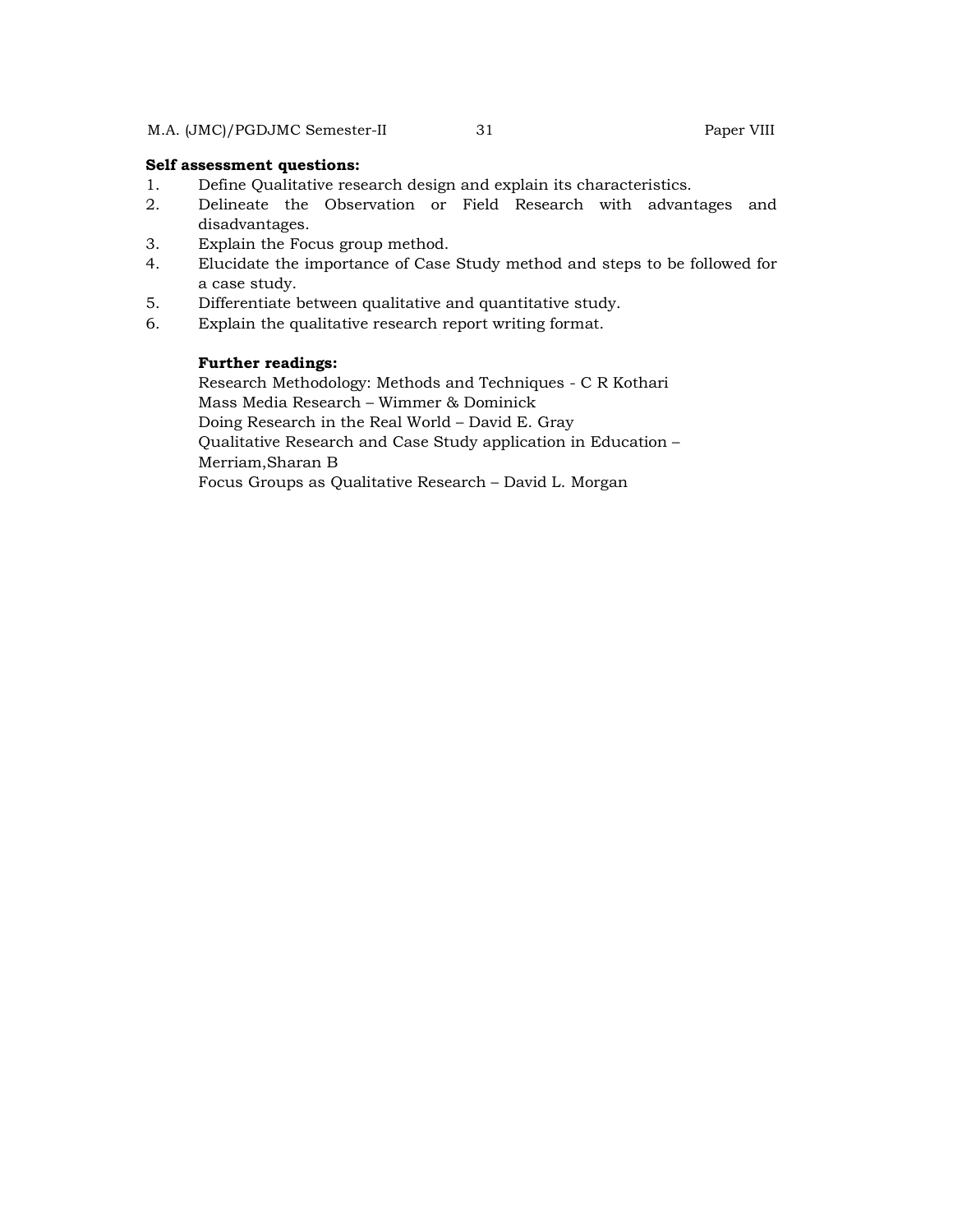**Self assessment questions:**

1. Define Qualitative research design and explain its characteristics.
2. Delineate the Observation or Field Research with advantages and disadvantages.
3. Explain the Focus group method.
4. Elucidate the importance of Case Study method and steps to be followed for a case study.
5. Differentiate between qualitative and quantitative study.
6. Explain the qualitative research report writing format.

**Further readings:**

Research Methodology: Methods and Techniques - C R Kothari
Mass Media Research – Wimmer & Dominick
Doing Research in the Real World – David E. Gray
Qualitative Research and Case Study application in Education – Merriam,Sharan B
Focus Groups as Qualitative Research – David L. Morgan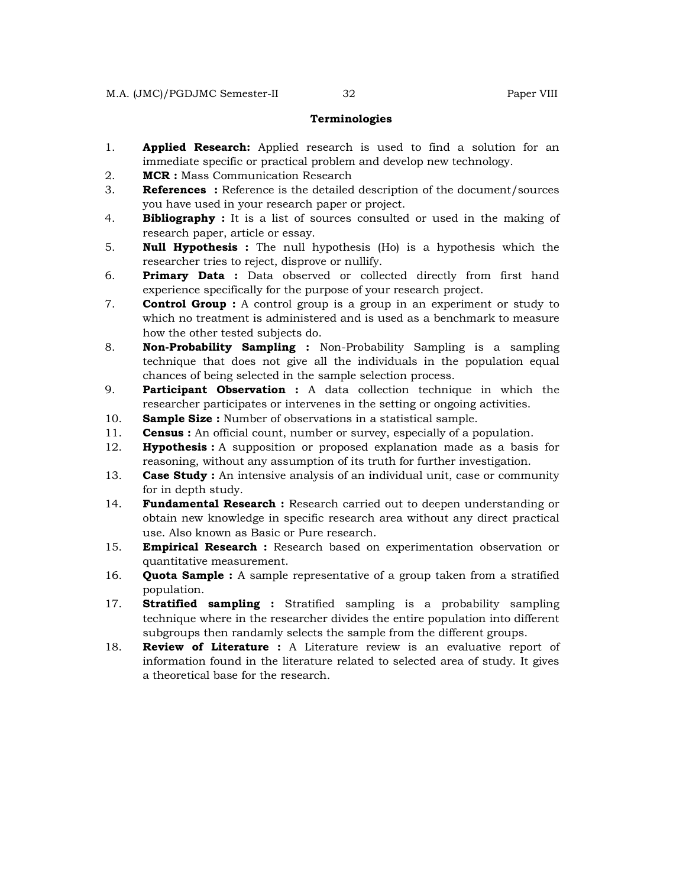## Terminologies

1. **Applied Research:** Applied research is used to find a solution for an immediate specific or practical problem and develop new technology.
2. **MCR :** Mass Communication Research
3. **References :** Reference is the detailed description of the document/sources you have used in your research paper or project.
4. **Bibliography :** It is a list of sources consulted or used in the making of research paper, article or essay.
5. **Null Hypothesis :** The null hypothesis (Ho) is a hypothesis which the researcher tries to reject, disprove or nullify.
6. **Primary Data :** Data observed or collected directly from first hand experience specifically for the purpose of your research project.
7. **Control Group :** A control group is a group in an experiment or study to which no treatment is administered and is used as a benchmark to measure how the other tested subjects do.
8. **Non-Probability Sampling :** Non-Probability Sampling is a sampling technique that does not give all the individuals in the population equal chances of being selected in the sample selection process.
9. **Participant Observation :** A data collection technique in which the researcher participates or intervenes in the setting or ongoing activities.
10. **Sample Size :** Number of observations in a statistical sample.
11. **Census :** An official count, number or survey, especially of a population.
12. **Hypothesis :** A supposition or proposed explanation made as a basis for reasoning, without any assumption of its truth for further investigation.
13. **Case Study :** An intensive analysis of an individual unit, case or community for in depth study.
14. **Fundamental Research :** Research carried out to deepen understanding or obtain new knowledge in specific research area without any direct practical use. Also known as Basic or Pure research.
15. **Empirical Research :** Research based on experimentation observation or quantitative measurement.
16. **Quota Sample :** A sample representative of a group taken from a stratified population.
17. **Stratified sampling :** Stratified sampling is a probability sampling technique where in the researcher divides the entire population into different subgroups then randamly selects the sample from the different groups.
18. **Review of Literature :** A Literature review is an evaluative report of information found in the literature related to selected area of study. It gives a theoretical base for the research.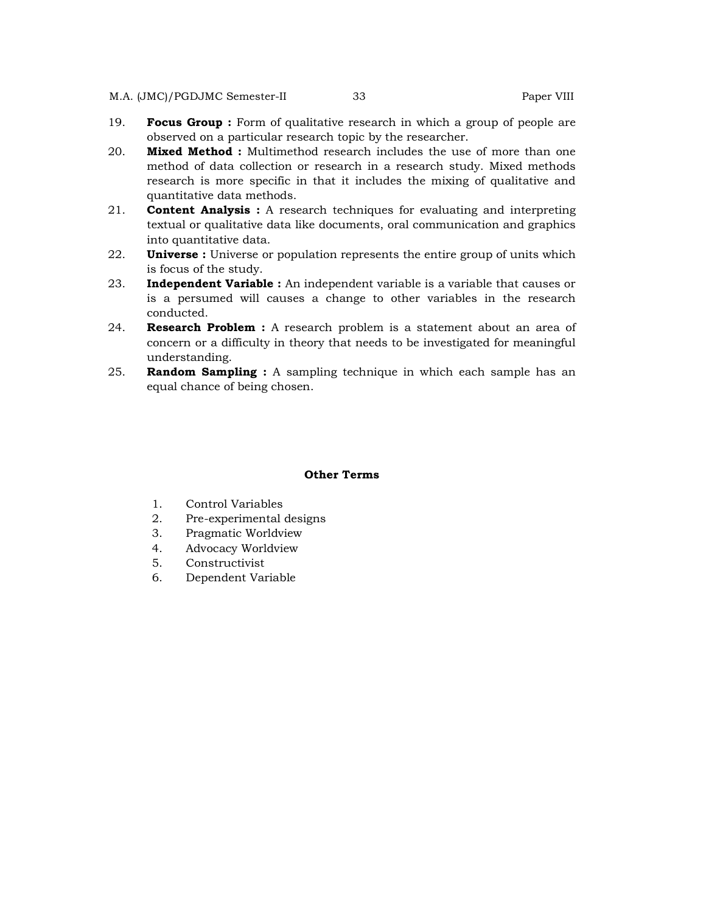19. **Focus Group :** Form of qualitative research in which a group of people are observed on a particular research topic by the researcher.
20. **Mixed Method :** Multimethod research includes the use of more than one method of data collection or research in a research study. Mixed methods research is more specific in that it includes the mixing of qualitative and quantitative data methods.
21. **Content Analysis :** A research techniques for evaluating and interpreting textual or qualitative data like documents, oral communication and graphics into quantitative data.
22. **Universe :** Universe or population represents the entire group of units which is focus of the study.
23. **Independent Variable :** An independent variable is a variable that causes or is a persumed will causes a change to other variables in the research conducted.
24. **Research Problem :** A research problem is a statement about an area of concern or a difficulty in theory that needs to be investigated for meaningful understanding.
25. **Random Sampling :** A sampling technique in which each sample has an equal chance of being chosen.

**Other Terms**

1. Control Variables
2. Pre-experimental designs
3. Pragmatic Worldview
4. Advocacy Worldview
5. Constructivist
6. Dependent Variable